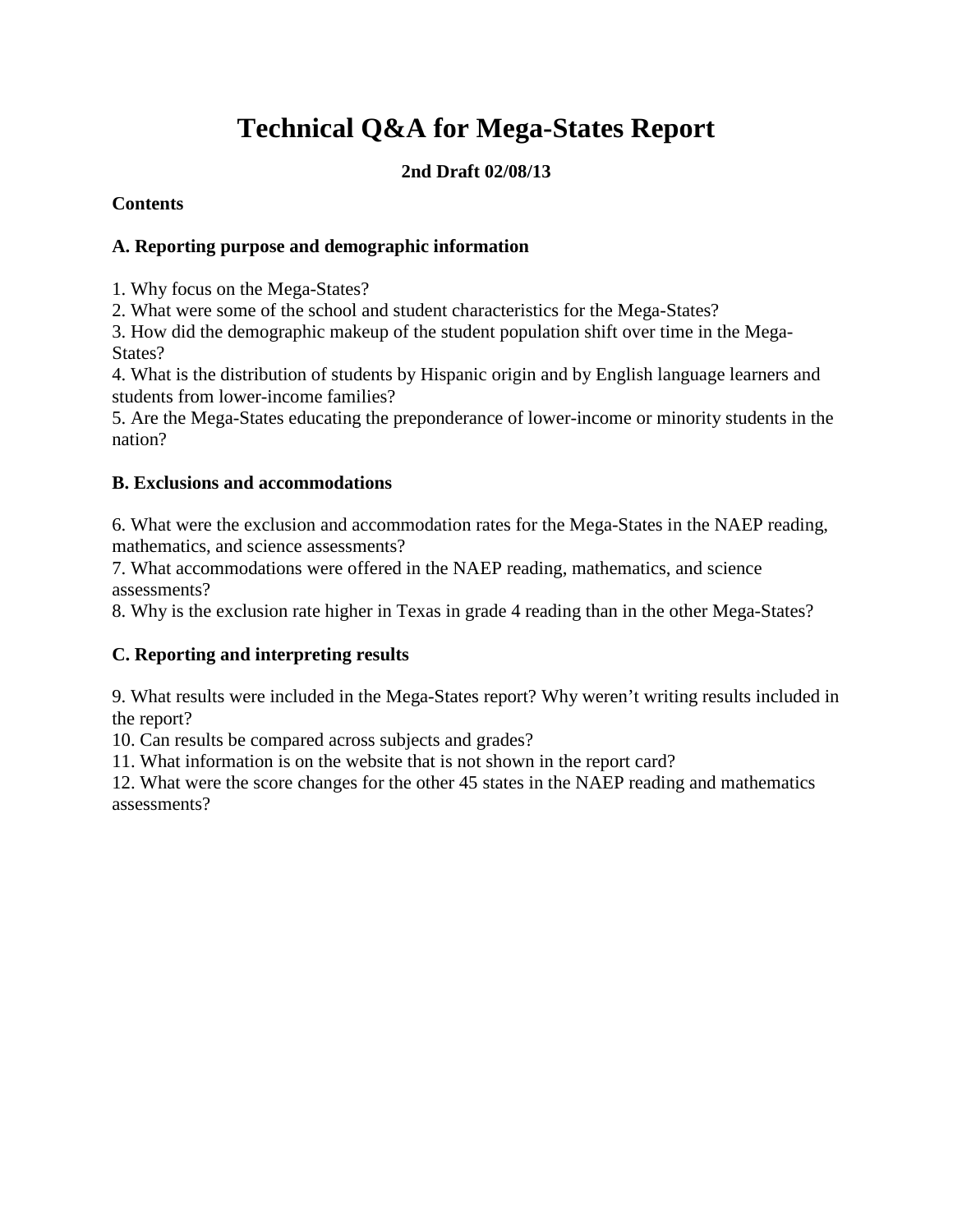# Technical Q&A for Mega-States Report

**2nd Draft 02/08/13**

**Contents**

**A. Reporting purpose and demographic information**

1. Why focus on the Mega-States?
2. What were some of the school and student characteristics for the Mega-States?
3. How did the demographic makeup of the student population shift over time in the Mega-States?
4. What is the distribution of students by Hispanic origin and by English language learners and students from lower-income families?
5. Are the Mega-States educating the preponderance of lower-income or minority students in the nation?

**B. Exclusions and accommodations**

6. What were the exclusion and accommodation rates for the Mega-States in the NAEP reading, mathematics, and science assessments?
7. What accommodations were offered in the NAEP reading, mathematics, and science assessments?
8. Why is the exclusion rate higher in Texas in grade 4 reading than in the other Mega-States?

**C. Reporting and interpreting results**

9. What results were included in the Mega-States report? Why weren't writing results included in the report?
10. Can results be compared across subjects and grades?
11. What information is on the website that is not shown in the report card?
12. What were the score changes for the other 45 states in the NAEP reading and mathematics assessments?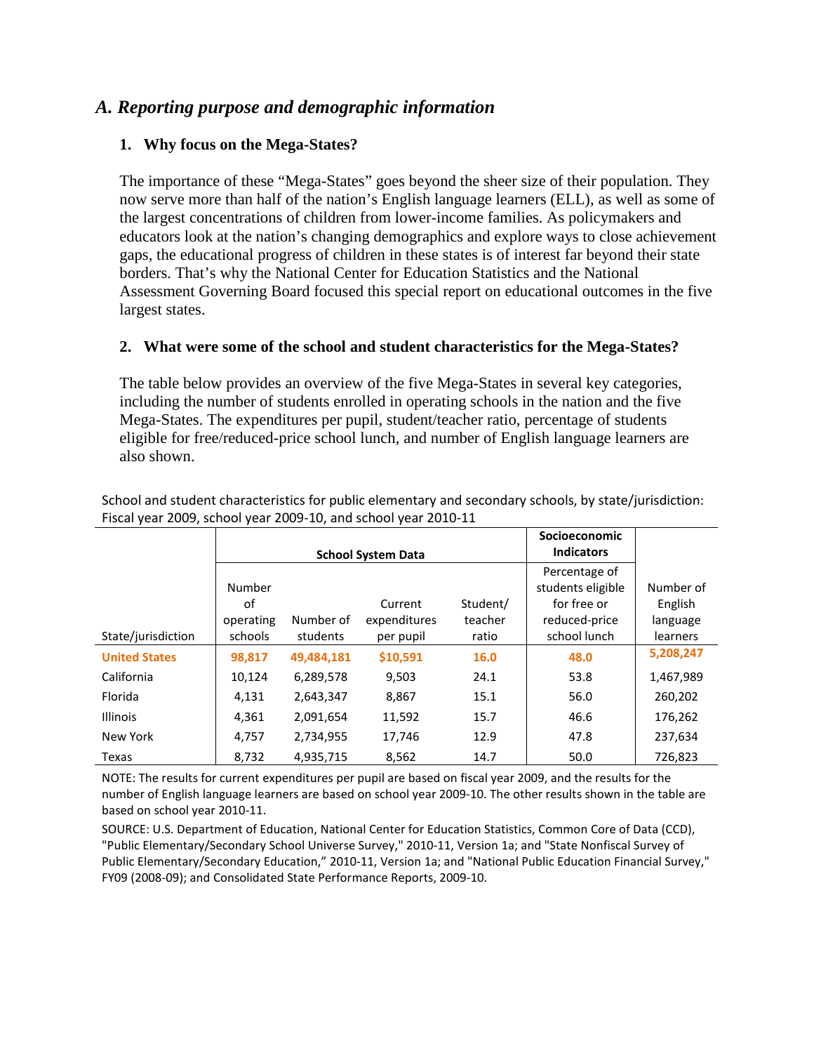## *A. Reporting purpose and demographic information*

### 1. Why focus on the Mega-States?

The importance of these "Mega-States" goes beyond the sheer size of their population. They now serve more than half of the nation's English language learners (ELL), as well as some of the largest concentrations of children from lower-income families. As policymakers and educators look at the nation's changing demographics and explore ways to close achievement gaps, the educational progress of children in these states is of interest far beyond their state borders. That's why the National Center for Education Statistics and the National Assessment Governing Board focused this special report on educational outcomes in the five largest states.

### 2. What were some of the school and student characteristics for the Mega-States?

The table below provides an overview of the five Mega-States in several key categories, including the number of students enrolled in operating schools in the nation and the five Mega-States. The expenditures per pupil, student/teacher ratio, percentage of students eligible for free/reduced-price school lunch, and number of English language learners are also shown.

School and student characteristics for public elementary and secondary schools, by state/jurisdiction: Fiscal year 2009, school year 2009-10, and school year 2010-11

| | **School System Data** | | | | **Socioeconomic Indicators** | |
|---|---|---|---|---|---|---|
| State/jurisdiction | Number of operating schools | Number of students | Current expenditures per pupil | Student/teacher ratio | Percentage of students eligible for free or reduced-price school lunch | Number of English language learners |
| **United States** | **98,817** | **49,484,181** | **$10,591** | **16.0** | **48.0** | **5,208,247** |
| California | 10,124 | 6,289,578 | 9,503 | 24.1 | 53.8 | 1,467,989 |
| Florida | 4,131 | 2,643,347 | 8,867 | 15.1 | 56.0 | 260,202 |
| Illinois | 4,361 | 2,091,654 | 11,592 | 15.7 | 46.6 | 176,262 |
| New York | 4,757 | 2,734,955 | 17,746 | 12.9 | 47.8 | 237,634 |
| Texas | 8,732 | 4,935,715 | 8,562 | 14.7 | 50.0 | 726,823 |

NOTE: The results for current expenditures per pupil are based on fiscal year 2009, and the results for the number of English language learners are based on school year 2009-10. The other results shown in the table are based on school year 2010-11.

SOURCE: U.S. Department of Education, National Center for Education Statistics, Common Core of Data (CCD), "Public Elementary/Secondary School Universe Survey," 2010-11, Version 1a; and "State Nonfiscal Survey of Public Elementary/Secondary Education," 2010-11, Version 1a; and "National Public Education Financial Survey," FY09 (2008-09); and Consolidated State Performance Reports, 2009-10.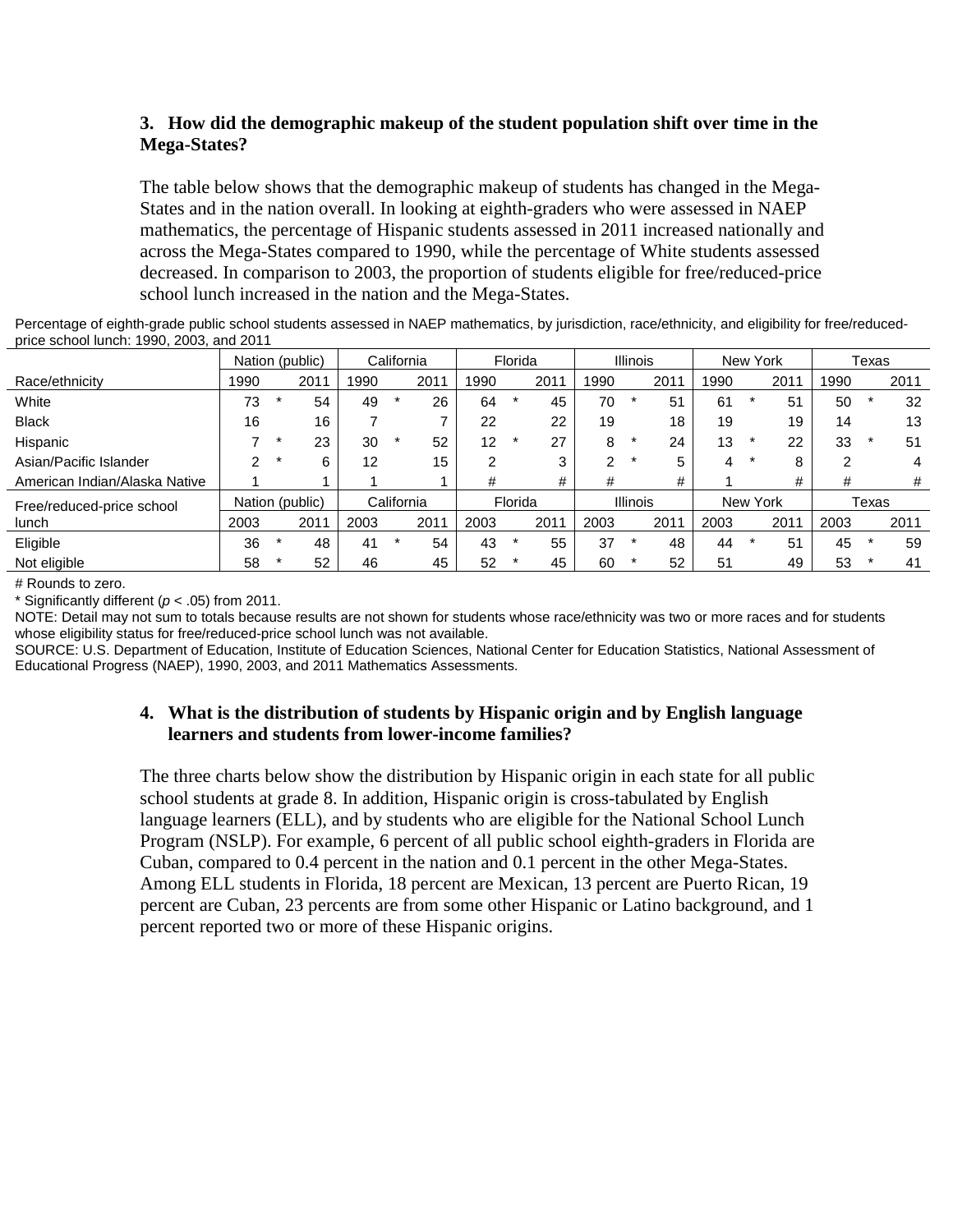### 3. How did the demographic makeup of the student population shift over time in the Mega-States?

The table below shows that the demographic makeup of students has changed in the Mega-States and in the nation overall. In looking at eighth-graders who were assessed in NAEP mathematics, the percentage of Hispanic students assessed in 2011 increased nationally and across the Mega-States compared to 1990, while the percentage of White students assessed decreased. In comparison to 2003, the proportion of students eligible for free/reduced-price school lunch increased in the nation and the Mega-States.

Percentage of eighth-grade public school students assessed in NAEP mathematics, by jurisdiction, race/ethnicity, and eligibility for free/reduced-price school lunch: 1990, 2003, and 2011

| | Nation (public) | | California | | Florida | | Illinois | | New York | | Texas | |
|---|---|---|---|---|---|---|---|---|---|---|---|---|
| Race/ethnicity | 1990 | 2011 | 1990 | 2011 | 1990 | 2011 | 1990 | 2011 | 1990 | 2011 | 1990 | 2011 |
| White | 73 * | 54 | 49 * | 26 | 64 * | 45 | 70 * | 51 | 61 * | 51 | 50 * | 32 |
| Black | 16 | 16 | 7 | 7 | 22 | 22 | 19 | 18 | 19 | 19 | 14 | 13 |
| Hispanic | 7 * | 23 | 30 * | 52 | 12 * | 27 | 8 * | 24 | 13 * | 22 | 33 * | 51 |
| Asian/Pacific Islander | 2 * | 6 | 12 | 15 | 2 | 3 | 2 * | 5 | 4 * | 8 | 2 | 4 |
| American Indian/Alaska Native | 1 | 1 | 1 | 1 | # | # | # | # | 1 | # | # | # |
| Free/reduced-price school lunch | 2003 | 2011 | 2003 | 2011 | 2003 | 2011 | 2003 | 2011 | 2003 | 2011 | 2003 | 2011 |
| Eligible | 36 * | 48 | 41 * | 54 | 43 * | 55 | 37 * | 48 | 44 * | 51 | 45 * | 59 |
| Not eligible | 58 * | 52 | 46 | 45 | 52 * | 45 | 60 * | 52 | 51 | 49 | 53 * | 41 |

# Rounds to zero.

\* Significantly different ($p < .05$) from 2011.

NOTE: Detail may not sum to totals because results are not shown for students whose race/ethnicity was two or more races and for students whose eligibility status for free/reduced-price school lunch was not available.

SOURCE: U.S. Department of Education, Institute of Education Sciences, National Center for Education Statistics, National Assessment of Educational Progress (NAEP), 1990, 2003, and 2011 Mathematics Assessments.

### 4. What is the distribution of students by Hispanic origin and by English language learners and students from lower-income families?

The three charts below show the distribution by Hispanic origin in each state for all public school students at grade 8. In addition, Hispanic origin is cross-tabulated by English language learners (ELL), and by students who are eligible for the National School Lunch Program (NSLP). For example, 6 percent of all public school eighth-graders in Florida are Cuban, compared to 0.4 percent in the nation and 0.1 percent in the other Mega-States. Among ELL students in Florida, 18 percent are Mexican, 13 percent are Puerto Rican, 19 percent are Cuban, 23 percents are from some other Hispanic or Latino background, and 1 percent reported two or more of these Hispanic origins.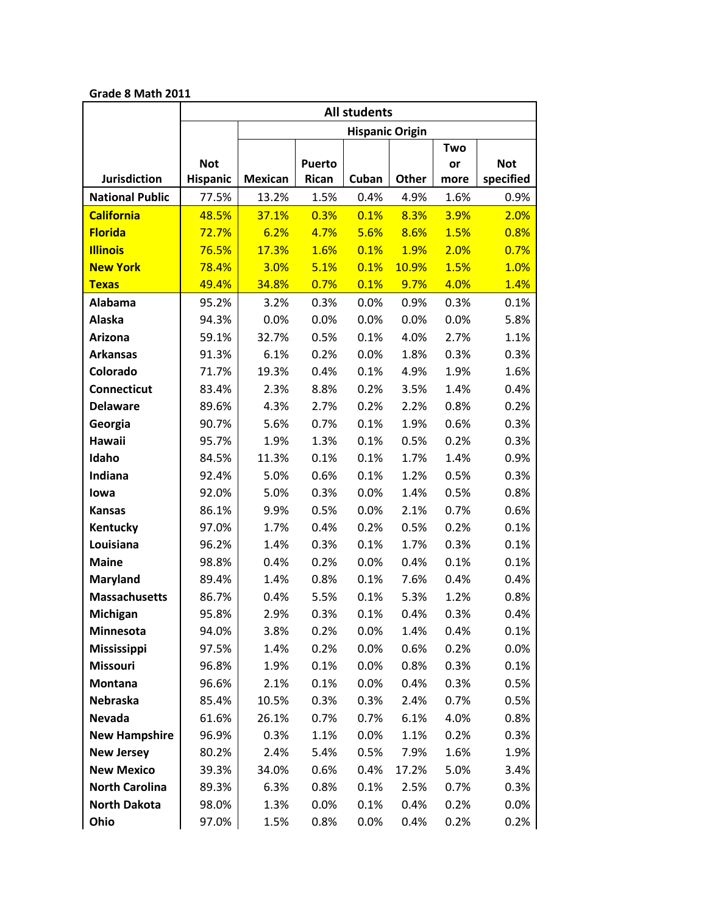**Grade 8 Math 2011**

| Jurisdiction | All students | | | | | | |
|---|---|---|---|---|---|---|---|
| | | Hispanic Origin | | | | | |
| | Not Hispanic | Mexican | Puerto Rican | Cuban | Other | Two or more | Not specified |
| National Public | 77.5% | 13.2% | 1.5% | 0.4% | 4.9% | 1.6% | 0.9% |
| California | 48.5% | 37.1% | 0.3% | 0.1% | 8.3% | 3.9% | 2.0% |
| Florida | 72.7% | 6.2% | 4.7% | 5.6% | 8.6% | 1.5% | 0.8% |
| Illinois | 76.5% | 17.3% | 1.6% | 0.1% | 1.9% | 2.0% | 0.7% |
| New York | 78.4% | 3.0% | 5.1% | 0.1% | 10.9% | 1.5% | 1.0% |
| Texas | 49.4% | 34.8% | 0.7% | 0.1% | 9.7% | 4.0% | 1.4% |
| Alabama | 95.2% | 3.2% | 0.3% | 0.0% | 0.9% | 0.3% | 0.1% |
| Alaska | 94.3% | 0.0% | 0.0% | 0.0% | 0.0% | 0.0% | 5.8% |
| Arizona | 59.1% | 32.7% | 0.5% | 0.1% | 4.0% | 2.7% | 1.1% |
| Arkansas | 91.3% | 6.1% | 0.2% | 0.0% | 1.8% | 0.3% | 0.3% |
| Colorado | 71.7% | 19.3% | 0.4% | 0.1% | 4.9% | 1.9% | 1.6% |
| Connecticut | 83.4% | 2.3% | 8.8% | 0.2% | 3.5% | 1.4% | 0.4% |
| Delaware | 89.6% | 4.3% | 2.7% | 0.2% | 2.2% | 0.8% | 0.2% |
| Georgia | 90.7% | 5.6% | 0.7% | 0.1% | 1.9% | 0.6% | 0.3% |
| Hawaii | 95.7% | 1.9% | 1.3% | 0.1% | 0.5% | 0.2% | 0.3% |
| Idaho | 84.5% | 11.3% | 0.1% | 0.1% | 1.7% | 1.4% | 0.9% |
| Indiana | 92.4% | 5.0% | 0.6% | 0.1% | 1.2% | 0.5% | 0.3% |
| Iowa | 92.0% | 5.0% | 0.3% | 0.0% | 1.4% | 0.5% | 0.8% |
| Kansas | 86.1% | 9.9% | 0.5% | 0.0% | 2.1% | 0.7% | 0.6% |
| Kentucky | 97.0% | 1.7% | 0.4% | 0.2% | 0.5% | 0.2% | 0.1% |
| Louisiana | 96.2% | 1.4% | 0.3% | 0.1% | 1.7% | 0.3% | 0.1% |
| Maine | 98.8% | 0.4% | 0.2% | 0.0% | 0.4% | 0.1% | 0.1% |
| Maryland | 89.4% | 1.4% | 0.8% | 0.1% | 7.6% | 0.4% | 0.4% |
| Massachusetts | 86.7% | 0.4% | 5.5% | 0.1% | 5.3% | 1.2% | 0.8% |
| Michigan | 95.8% | 2.9% | 0.3% | 0.1% | 0.4% | 0.3% | 0.4% |
| Minnesota | 94.0% | 3.8% | 0.2% | 0.0% | 1.4% | 0.4% | 0.1% |
| Mississippi | 97.5% | 1.4% | 0.2% | 0.0% | 0.6% | 0.2% | 0.0% |
| Missouri | 96.8% | 1.9% | 0.1% | 0.0% | 0.8% | 0.3% | 0.1% |
| Montana | 96.6% | 2.1% | 0.1% | 0.0% | 0.4% | 0.3% | 0.5% |
| Nebraska | 85.4% | 10.5% | 0.3% | 0.3% | 2.4% | 0.7% | 0.5% |
| Nevada | 61.6% | 26.1% | 0.7% | 0.7% | 6.1% | 4.0% | 0.8% |
| New Hampshire | 96.9% | 0.3% | 1.1% | 0.0% | 1.1% | 0.2% | 0.3% |
| New Jersey | 80.2% | 2.4% | 5.4% | 0.5% | 7.9% | 1.6% | 1.9% |
| New Mexico | 39.3% | 34.0% | 0.6% | 0.4% | 17.2% | 5.0% | 3.4% |
| North Carolina | 89.3% | 6.3% | 0.8% | 0.1% | 2.5% | 0.7% | 0.3% |
| North Dakota | 98.0% | 1.3% | 0.0% | 0.1% | 0.4% | 0.2% | 0.0% |
| Ohio | 97.0% | 1.5% | 0.8% | 0.0% | 0.4% | 0.2% | 0.2% |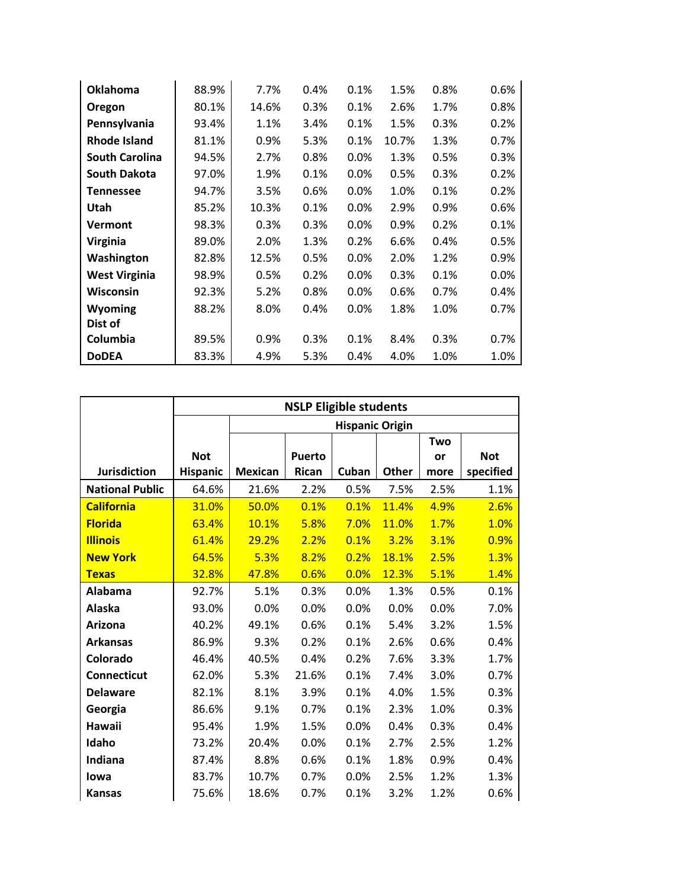| | | | | | | | |
|---|---|---|---|---|---|---|---|
| **Oklahoma** | 88.9% | 7.7% | 0.4% | 0.1% | 1.5% | 0.8% | 0.6% |
| **Oregon** | 80.1% | 14.6% | 0.3% | 0.1% | 2.6% | 1.7% | 0.8% |
| **Pennsylvania** | 93.4% | 1.1% | 3.4% | 0.1% | 1.5% | 0.3% | 0.2% |
| **Rhode Island** | 81.1% | 0.9% | 5.3% | 0.1% | 10.7% | 1.3% | 0.7% |
| **South Carolina** | 94.5% | 2.7% | 0.8% | 0.0% | 1.3% | 0.5% | 0.3% |
| **South Dakota** | 97.0% | 1.9% | 0.1% | 0.0% | 0.5% | 0.3% | 0.2% |
| **Tennessee** | 94.7% | 3.5% | 0.6% | 0.0% | 1.0% | 0.1% | 0.2% |
| **Utah** | 85.2% | 10.3% | 0.1% | 0.0% | 2.9% | 0.9% | 0.6% |
| **Vermont** | 98.3% | 0.3% | 0.3% | 0.0% | 0.9% | 0.2% | 0.1% |
| **Virginia** | 89.0% | 2.0% | 1.3% | 0.2% | 6.6% | 0.4% | 0.5% |
| **Washington** | 82.8% | 12.5% | 0.5% | 0.0% | 2.0% | 1.2% | 0.9% |
| **West Virginia** | 98.9% | 0.5% | 0.2% | 0.0% | 0.3% | 0.1% | 0.0% |
| **Wisconsin** | 92.3% | 5.2% | 0.8% | 0.0% | 0.6% | 0.7% | 0.4% |
| **Wyoming** | 88.2% | 8.0% | 0.4% | 0.0% | 1.8% | 1.0% | 0.7% |
| **Dist of Columbia** | 89.5% | 0.9% | 0.3% | 0.1% | 8.4% | 0.3% | 0.7% |
| **DoDEA** | 83.3% | 4.9% | 5.3% | 0.4% | 4.0% | 1.0% | 1.0% |

| | **NSLP Eligible students** | | | | | | |
|---|---|---|---|---|---|---|---|
| | | **Hispanic Origin** | | | | | |
| **Jurisdiction** | **Not Hispanic** | **Mexican** | **Puerto Rican** | **Cuban** | **Other** | **Two or more** | **Not specified** |
| **National Public** | 64.6% | 21.6% | 2.2% | 0.5% | 7.5% | 2.5% | 1.1% |
| **California** | 31.0% | 50.0% | 0.1% | 0.1% | 11.4% | 4.9% | 2.6% |
| **Florida** | 63.4% | 10.1% | 5.8% | 7.0% | 11.0% | 1.7% | 1.0% |
| **Illinois** | 61.4% | 29.2% | 2.2% | 0.1% | 3.2% | 3.1% | 0.9% |
| **New York** | 64.5% | 5.3% | 8.2% | 0.2% | 18.1% | 2.5% | 1.3% |
| **Texas** | 32.8% | 47.8% | 0.6% | 0.0% | 12.3% | 5.1% | 1.4% |
| **Alabama** | 92.7% | 5.1% | 0.3% | 0.0% | 1.3% | 0.5% | 0.1% |
| **Alaska** | 93.0% | 0.0% | 0.0% | 0.0% | 0.0% | 0.0% | 7.0% |
| **Arizona** | 40.2% | 49.1% | 0.6% | 0.1% | 5.4% | 3.2% | 1.5% |
| **Arkansas** | 86.9% | 9.3% | 0.2% | 0.1% | 2.6% | 0.6% | 0.4% |
| **Colorado** | 46.4% | 40.5% | 0.4% | 0.2% | 7.6% | 3.3% | 1.7% |
| **Connecticut** | 62.0% | 5.3% | 21.6% | 0.1% | 7.4% | 3.0% | 0.7% |
| **Delaware** | 82.1% | 8.1% | 3.9% | 0.1% | 4.0% | 1.5% | 0.3% |
| **Georgia** | 86.6% | 9.1% | 0.7% | 0.1% | 2.3% | 1.0% | 0.3% |
| **Hawaii** | 95.4% | 1.9% | 1.5% | 0.0% | 0.4% | 0.3% | 0.4% |
| **Idaho** | 73.2% | 20.4% | 0.0% | 0.1% | 2.7% | 2.5% | 1.2% |
| **Indiana** | 87.4% | 8.8% | 0.6% | 0.1% | 1.8% | 0.9% | 0.4% |
| **Iowa** | 83.7% | 10.7% | 0.7% | 0.0% | 2.5% | 1.2% | 1.3% |
| **Kansas** | 75.6% | 18.6% | 0.7% | 0.1% | 3.2% | 1.2% | 0.6% |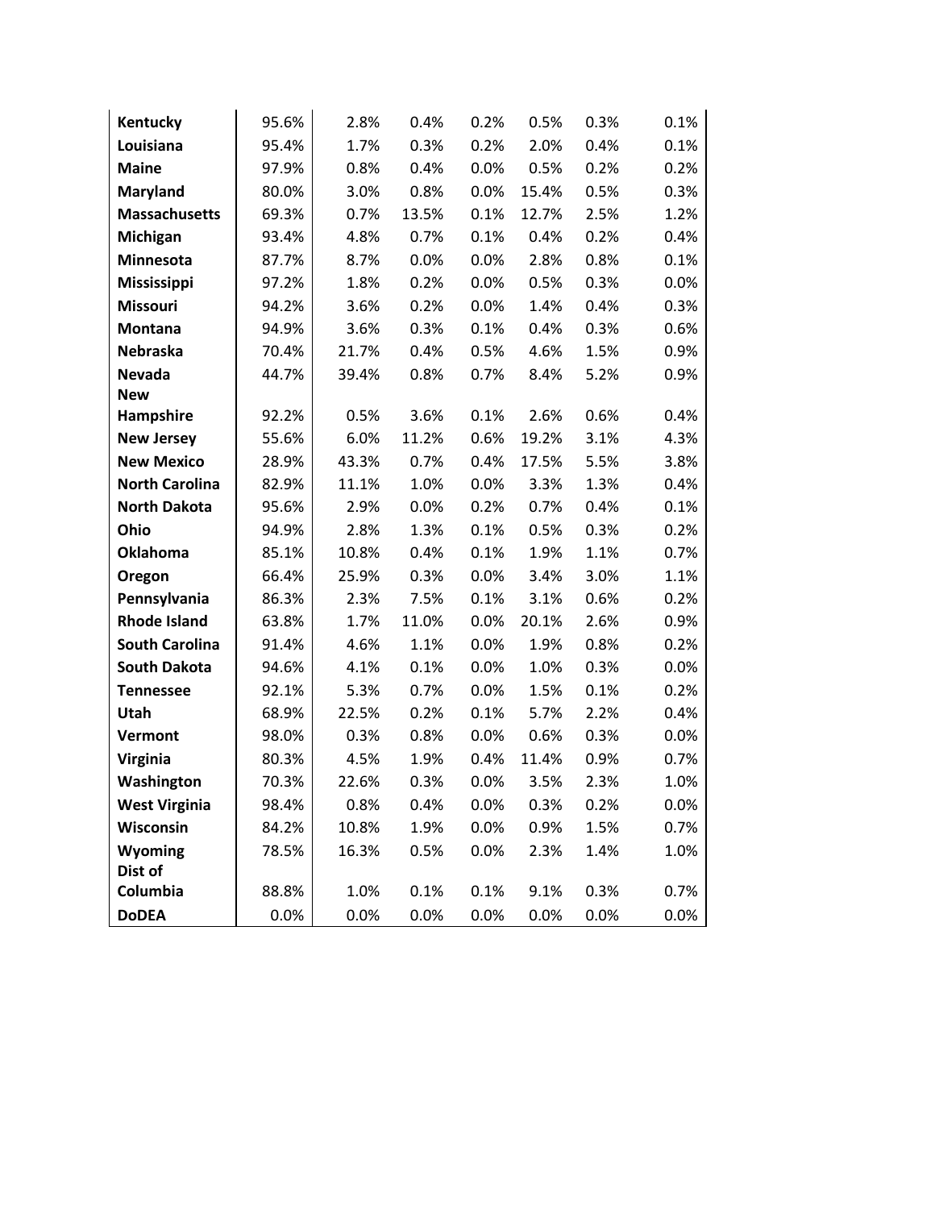| | | | | | | | |
|---|---|---|---|---|---|---|---|
| **Kentucky** | 95.6% | 2.8% | 0.4% | 0.2% | 0.5% | 0.3% | 0.1% |
| **Louisiana** | 95.4% | 1.7% | 0.3% | 0.2% | 2.0% | 0.4% | 0.1% |
| **Maine** | 97.9% | 0.8% | 0.4% | 0.0% | 0.5% | 0.2% | 0.2% |
| **Maryland** | 80.0% | 3.0% | 0.8% | 0.0% | 15.4% | 0.5% | 0.3% |
| **Massachusetts** | 69.3% | 0.7% | 13.5% | 0.1% | 12.7% | 2.5% | 1.2% |
| **Michigan** | 93.4% | 4.8% | 0.7% | 0.1% | 0.4% | 0.2% | 0.4% |
| **Minnesota** | 87.7% | 8.7% | 0.0% | 0.0% | 2.8% | 0.8% | 0.1% |
| **Mississippi** | 97.2% | 1.8% | 0.2% | 0.0% | 0.5% | 0.3% | 0.0% |
| **Missouri** | 94.2% | 3.6% | 0.2% | 0.0% | 1.4% | 0.4% | 0.3% |
| **Montana** | 94.9% | 3.6% | 0.3% | 0.1% | 0.4% | 0.3% | 0.6% |
| **Nebraska** | 70.4% | 21.7% | 0.4% | 0.5% | 4.6% | 1.5% | 0.9% |
| **Nevada** | 44.7% | 39.4% | 0.8% | 0.7% | 8.4% | 5.2% | 0.9% |
| **New Hampshire** | 92.2% | 0.5% | 3.6% | 0.1% | 2.6% | 0.6% | 0.4% |
| **New Jersey** | 55.6% | 6.0% | 11.2% | 0.6% | 19.2% | 3.1% | 4.3% |
| **New Mexico** | 28.9% | 43.3% | 0.7% | 0.4% | 17.5% | 5.5% | 3.8% |
| **North Carolina** | 82.9% | 11.1% | 1.0% | 0.0% | 3.3% | 1.3% | 0.4% |
| **North Dakota** | 95.6% | 2.9% | 0.0% | 0.2% | 0.7% | 0.4% | 0.1% |
| **Ohio** | 94.9% | 2.8% | 1.3% | 0.1% | 0.5% | 0.3% | 0.2% |
| **Oklahoma** | 85.1% | 10.8% | 0.4% | 0.1% | 1.9% | 1.1% | 0.7% |
| **Oregon** | 66.4% | 25.9% | 0.3% | 0.0% | 3.4% | 3.0% | 1.1% |
| **Pennsylvania** | 86.3% | 2.3% | 7.5% | 0.1% | 3.1% | 0.6% | 0.2% |
| **Rhode Island** | 63.8% | 1.7% | 11.0% | 0.0% | 20.1% | 2.6% | 0.9% |
| **South Carolina** | 91.4% | 4.6% | 1.1% | 0.0% | 1.9% | 0.8% | 0.2% |
| **South Dakota** | 94.6% | 4.1% | 0.1% | 0.0% | 1.0% | 0.3% | 0.0% |
| **Tennessee** | 92.1% | 5.3% | 0.7% | 0.0% | 1.5% | 0.1% | 0.2% |
| **Utah** | 68.9% | 22.5% | 0.2% | 0.1% | 5.7% | 2.2% | 0.4% |
| **Vermont** | 98.0% | 0.3% | 0.8% | 0.0% | 0.6% | 0.3% | 0.0% |
| **Virginia** | 80.3% | 4.5% | 1.9% | 0.4% | 11.4% | 0.9% | 0.7% |
| **Washington** | 70.3% | 22.6% | 0.3% | 0.0% | 3.5% | 2.3% | 1.0% |
| **West Virginia** | 98.4% | 0.8% | 0.4% | 0.0% | 0.3% | 0.2% | 0.0% |
| **Wisconsin** | 84.2% | 10.8% | 1.9% | 0.0% | 0.9% | 1.5% | 0.7% |
| **Wyoming** | 78.5% | 16.3% | 0.5% | 0.0% | 2.3% | 1.4% | 1.0% |
| **Dist of Columbia** | 88.8% | 1.0% | 0.1% | 0.1% | 9.1% | 0.3% | 0.7% |
| **DoDEA** | 0.0% | 0.0% | 0.0% | 0.0% | 0.0% | 0.0% | 0.0% |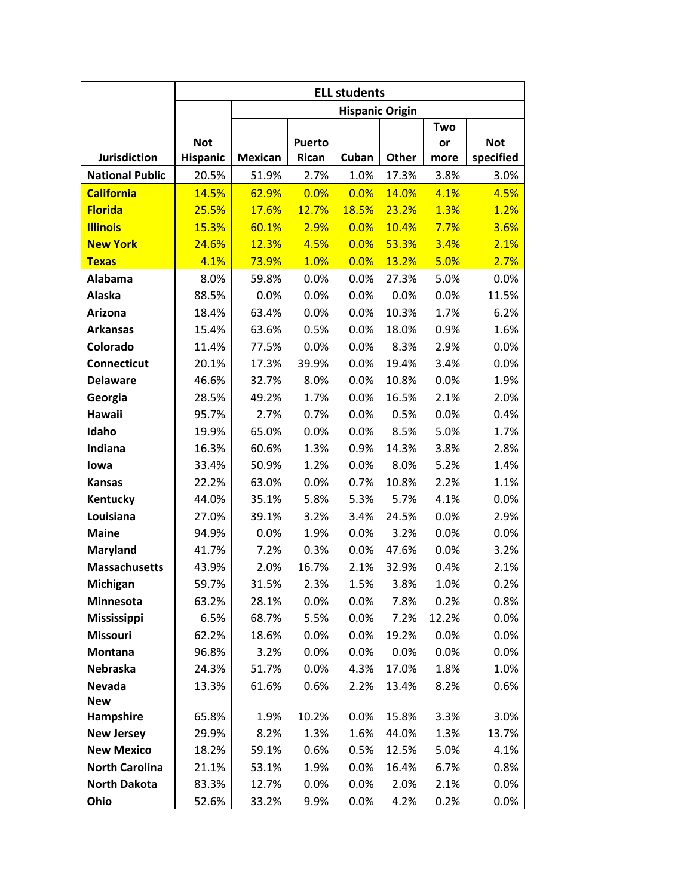| Jurisdiction | ELL students | | | | | | |
|---|---|---|---|---|---|---|---|
| | | Hispanic Origin | | | | | |
| | Not Hispanic | Mexican | Puerto Rican | Cuban | Other | Two or more | Not specified |
| **National Public** | 20.5% | 51.9% | 2.7% | 1.0% | 17.3% | 3.8% | 3.0% |
| **California** | 14.5% | 62.9% | 0.0% | 0.0% | 14.0% | 4.1% | 4.5% |
| **Florida** | 25.5% | 17.6% | 12.7% | 18.5% | 23.2% | 1.3% | 1.2% |
| **Illinois** | 15.3% | 60.1% | 2.9% | 0.0% | 10.4% | 7.7% | 3.6% |
| **New York** | 24.6% | 12.3% | 4.5% | 0.0% | 53.3% | 3.4% | 2.1% |
| **Texas** | 4.1% | 73.9% | 1.0% | 0.0% | 13.2% | 5.0% | 2.7% |
| **Alabama** | 8.0% | 59.8% | 0.0% | 0.0% | 27.3% | 5.0% | 0.0% |
| **Alaska** | 88.5% | 0.0% | 0.0% | 0.0% | 0.0% | 0.0% | 11.5% |
| **Arizona** | 18.4% | 63.4% | 0.0% | 0.0% | 10.3% | 1.7% | 6.2% |
| **Arkansas** | 15.4% | 63.6% | 0.5% | 0.0% | 18.0% | 0.9% | 1.6% |
| **Colorado** | 11.4% | 77.5% | 0.0% | 0.0% | 8.3% | 2.9% | 0.0% |
| **Connecticut** | 20.1% | 17.3% | 39.9% | 0.0% | 19.4% | 3.4% | 0.0% |
| **Delaware** | 46.6% | 32.7% | 8.0% | 0.0% | 10.8% | 0.0% | 1.9% |
| **Georgia** | 28.5% | 49.2% | 1.7% | 0.0% | 16.5% | 2.1% | 2.0% |
| **Hawaii** | 95.7% | 2.7% | 0.7% | 0.0% | 0.5% | 0.0% | 0.4% |
| **Idaho** | 19.9% | 65.0% | 0.0% | 0.0% | 8.5% | 5.0% | 1.7% |
| **Indiana** | 16.3% | 60.6% | 1.3% | 0.9% | 14.3% | 3.8% | 2.8% |
| **Iowa** | 33.4% | 50.9% | 1.2% | 0.0% | 8.0% | 5.2% | 1.4% |
| **Kansas** | 22.2% | 63.0% | 0.0% | 0.7% | 10.8% | 2.2% | 1.1% |
| **Kentucky** | 44.0% | 35.1% | 5.8% | 5.3% | 5.7% | 4.1% | 0.0% |
| **Louisiana** | 27.0% | 39.1% | 3.2% | 3.4% | 24.5% | 0.0% | 2.9% |
| **Maine** | 94.9% | 0.0% | 1.9% | 0.0% | 3.2% | 0.0% | 0.0% |
| **Maryland** | 41.7% | 7.2% | 0.3% | 0.0% | 47.6% | 0.0% | 3.2% |
| **Massachusetts** | 43.9% | 2.0% | 16.7% | 2.1% | 32.9% | 0.4% | 2.1% |
| **Michigan** | 59.7% | 31.5% | 2.3% | 1.5% | 3.8% | 1.0% | 0.2% |
| **Minnesota** | 63.2% | 28.1% | 0.0% | 0.0% | 7.8% | 0.2% | 0.8% |
| **Mississippi** | 6.5% | 68.7% | 5.5% | 0.0% | 7.2% | 12.2% | 0.0% |
| **Missouri** | 62.2% | 18.6% | 0.0% | 0.0% | 19.2% | 0.0% | 0.0% |
| **Montana** | 96.8% | 3.2% | 0.0% | 0.0% | 0.0% | 0.0% | 0.0% |
| **Nebraska** | 24.3% | 51.7% | 0.0% | 4.3% | 17.0% | 1.8% | 1.0% |
| **Nevada** | 13.3% | 61.6% | 0.6% | 2.2% | 13.4% | 8.2% | 0.6% |
| **New Hampshire** | 65.8% | 1.9% | 10.2% | 0.0% | 15.8% | 3.3% | 3.0% |
| **New Jersey** | 29.9% | 8.2% | 1.3% | 1.6% | 44.0% | 1.3% | 13.7% |
| **New Mexico** | 18.2% | 59.1% | 0.6% | 0.5% | 12.5% | 5.0% | 4.1% |
| **North Carolina** | 21.1% | 53.1% | 1.9% | 0.0% | 16.4% | 6.7% | 0.8% |
| **North Dakota** | 83.3% | 12.7% | 0.0% | 0.0% | 2.0% | 2.1% | 0.0% |
| **Ohio** | 52.6% | 33.2% | 9.9% | 0.0% | 4.2% | 0.2% | 0.0% |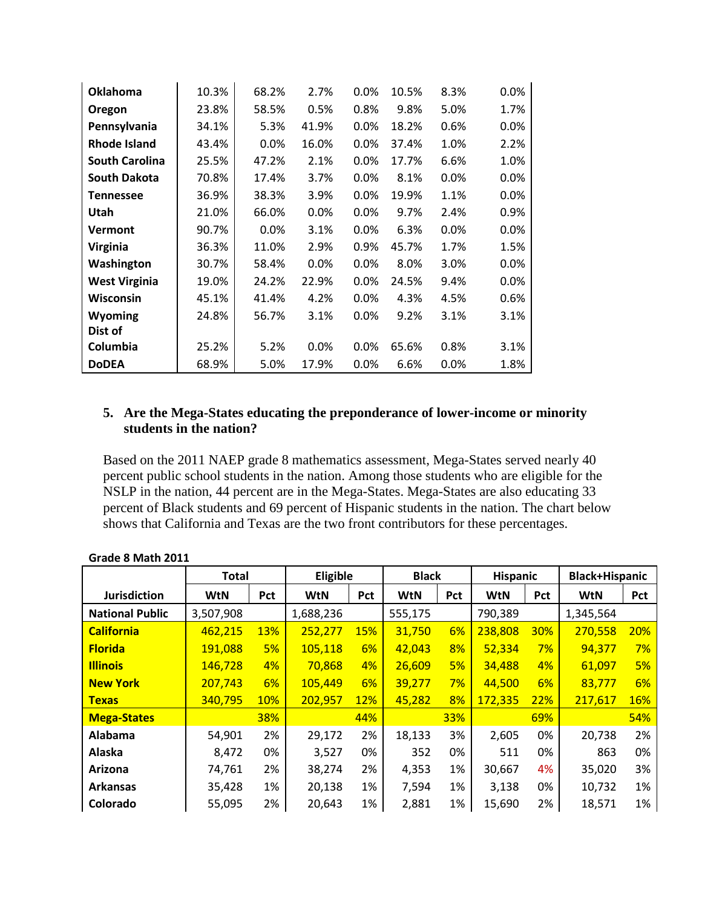| | | | | | | | |
|---|---|---|---|---|---|---|---|
| **Oklahoma** | 10.3% | 68.2% | 2.7% | 0.0% | 10.5% | 8.3% | 0.0% |
| **Oregon** | 23.8% | 58.5% | 0.5% | 0.8% | 9.8% | 5.0% | 1.7% |
| **Pennsylvania** | 34.1% | 5.3% | 41.9% | 0.0% | 18.2% | 0.6% | 0.0% |
| **Rhode Island** | 43.4% | 0.0% | 16.0% | 0.0% | 37.4% | 1.0% | 2.2% |
| **South Carolina** | 25.5% | 47.2% | 2.1% | 0.0% | 17.7% | 6.6% | 1.0% |
| **South Dakota** | 70.8% | 17.4% | 3.7% | 0.0% | 8.1% | 0.0% | 0.0% |
| **Tennessee** | 36.9% | 38.3% | 3.9% | 0.0% | 19.9% | 1.1% | 0.0% |
| **Utah** | 21.0% | 66.0% | 0.0% | 0.0% | 9.7% | 2.4% | 0.9% |
| **Vermont** | 90.7% | 0.0% | 3.1% | 0.0% | 6.3% | 0.0% | 0.0% |
| **Virginia** | 36.3% | 11.0% | 2.9% | 0.9% | 45.7% | 1.7% | 1.5% |
| **Washington** | 30.7% | 58.4% | 0.0% | 0.0% | 8.0% | 3.0% | 0.0% |
| **West Virginia** | 19.0% | 24.2% | 22.9% | 0.0% | 24.5% | 9.4% | 0.0% |
| **Wisconsin** | 45.1% | 41.4% | 4.2% | 0.0% | 4.3% | 4.5% | 0.6% |
| **Wyoming** | 24.8% | 56.7% | 3.1% | 0.0% | 9.2% | 3.1% | 3.1% |
| **Dist of Columbia** | 25.2% | 5.2% | 0.0% | 0.0% | 65.6% | 0.8% | 3.1% |
| **DoDEA** | 68.9% | 5.0% | 17.9% | 0.0% | 6.6% | 0.0% | 1.8% |

## 5. Are the Mega-States educating the preponderance of lower-income or minority students in the nation?

Based on the 2011 NAEP grade 8 mathematics assessment, Mega-States served nearly 40 percent public school students in the nation. Among those students who are eligible for the NSLP in the nation, 44 percent are in the Mega-States. Mega-States are also educating 33 percent of Black students and 69 percent of Hispanic students in the nation. The chart below shows that California and Texas are the two front contributors for these percentages.

**Grade 8 Math 2011**

| | Total | | Eligible | | Black | | Hispanic | | Black+Hispanic | |
|---|---|---|---|---|---|---|---|---|---|---|
| **Jurisdiction** | **WtN** | **Pct** | **WtN** | **Pct** | **WtN** | **Pct** | **WtN** | **Pct** | **WtN** | **Pct** |
| **National Public** | 3,507,908 | | 1,688,236 | | 555,175 | | 790,389 | | 1,345,564 | |
| **California** | 462,215 | 13% | 252,277 | 15% | 31,750 | 6% | 238,808 | 30% | 270,558 | 20% |
| **Florida** | 191,088 | 5% | 105,118 | 6% | 42,043 | 8% | 52,334 | 7% | 94,377 | 7% |
| **Illinois** | 146,728 | 4% | 70,868 | 4% | 26,609 | 5% | 34,488 | 4% | 61,097 | 5% |
| **New York** | 207,743 | 6% | 105,449 | 6% | 39,277 | 7% | 44,500 | 6% | 83,777 | 6% |
| **Texas** | 340,795 | 10% | 202,957 | 12% | 45,282 | 8% | 172,335 | 22% | 217,617 | 16% |
| **Mega-States** | | 38% | | 44% | | 33% | | 69% | | 54% |
| **Alabama** | 54,901 | 2% | 29,172 | 2% | 18,133 | 3% | 2,605 | 0% | 20,738 | 2% |
| **Alaska** | 8,472 | 0% | 3,527 | 0% | 352 | 0% | 511 | 0% | 863 | 0% |
| **Arizona** | 74,761 | 2% | 38,274 | 2% | 4,353 | 1% | 30,667 | 4% | 35,020 | 3% |
| **Arkansas** | 35,428 | 1% | 20,138 | 1% | 7,594 | 1% | 3,138 | 0% | 10,732 | 1% |
| **Colorado** | 55,095 | 2% | 20,643 | 1% | 2,881 | 1% | 15,690 | 2% | 18,571 | 1% |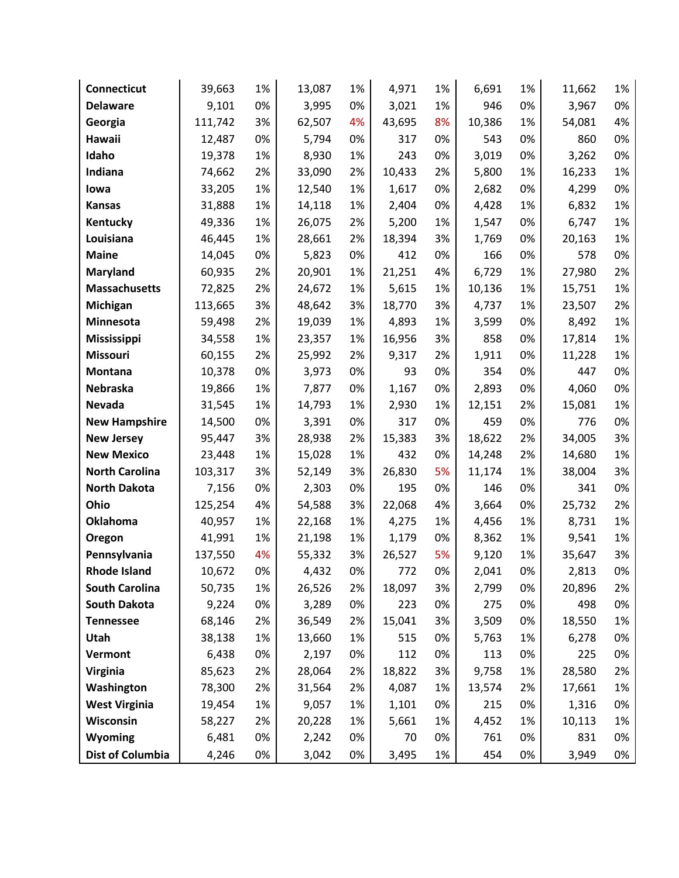| | | | | | | | | | | |
|---|---|---|---|---|---|---|---|---|---|---|
| **Connecticut** | 39,663 | 1% | 13,087 | 1% | 4,971 | 1% | 6,691 | 1% | 11,662 | 1% |
| **Delaware** | 9,101 | 0% | 3,995 | 0% | 3,021 | 1% | 946 | 0% | 3,967 | 0% |
| **Georgia** | 111,742 | 3% | 62,507 | 4% | 43,695 | 8% | 10,386 | 1% | 54,081 | 4% |
| **Hawaii** | 12,487 | 0% | 5,794 | 0% | 317 | 0% | 543 | 0% | 860 | 0% |
| **Idaho** | 19,378 | 1% | 8,930 | 1% | 243 | 0% | 3,019 | 0% | 3,262 | 0% |
| **Indiana** | 74,662 | 2% | 33,090 | 2% | 10,433 | 2% | 5,800 | 1% | 16,233 | 1% |
| **Iowa** | 33,205 | 1% | 12,540 | 1% | 1,617 | 0% | 2,682 | 0% | 4,299 | 0% |
| **Kansas** | 31,888 | 1% | 14,118 | 1% | 2,404 | 0% | 4,428 | 1% | 6,832 | 1% |
| **Kentucky** | 49,336 | 1% | 26,075 | 2% | 5,200 | 1% | 1,547 | 0% | 6,747 | 1% |
| **Louisiana** | 46,445 | 1% | 28,661 | 2% | 18,394 | 3% | 1,769 | 0% | 20,163 | 1% |
| **Maine** | 14,045 | 0% | 5,823 | 0% | 412 | 0% | 166 | 0% | 578 | 0% |
| **Maryland** | 60,935 | 2% | 20,901 | 1% | 21,251 | 4% | 6,729 | 1% | 27,980 | 2% |
| **Massachusetts** | 72,825 | 2% | 24,672 | 1% | 5,615 | 1% | 10,136 | 1% | 15,751 | 1% |
| **Michigan** | 113,665 | 3% | 48,642 | 3% | 18,770 | 3% | 4,737 | 1% | 23,507 | 2% |
| **Minnesota** | 59,498 | 2% | 19,039 | 1% | 4,893 | 1% | 3,599 | 0% | 8,492 | 1% |
| **Mississippi** | 34,558 | 1% | 23,357 | 1% | 16,956 | 3% | 858 | 0% | 17,814 | 1% |
| **Missouri** | 60,155 | 2% | 25,992 | 2% | 9,317 | 2% | 1,911 | 0% | 11,228 | 1% |
| **Montana** | 10,378 | 0% | 3,973 | 0% | 93 | 0% | 354 | 0% | 447 | 0% |
| **Nebraska** | 19,866 | 1% | 7,877 | 0% | 1,167 | 0% | 2,893 | 0% | 4,060 | 0% |
| **Nevada** | 31,545 | 1% | 14,793 | 1% | 2,930 | 1% | 12,151 | 2% | 15,081 | 1% |
| **New Hampshire** | 14,500 | 0% | 3,391 | 0% | 317 | 0% | 459 | 0% | 776 | 0% |
| **New Jersey** | 95,447 | 3% | 28,938 | 2% | 15,383 | 3% | 18,622 | 2% | 34,005 | 3% |
| **New Mexico** | 23,448 | 1% | 15,028 | 1% | 432 | 0% | 14,248 | 2% | 14,680 | 1% |
| **North Carolina** | 103,317 | 3% | 52,149 | 3% | 26,830 | 5% | 11,174 | 1% | 38,004 | 3% |
| **North Dakota** | 7,156 | 0% | 2,303 | 0% | 195 | 0% | 146 | 0% | 341 | 0% |
| **Ohio** | 125,254 | 4% | 54,588 | 3% | 22,068 | 4% | 3,664 | 0% | 25,732 | 2% |
| **Oklahoma** | 40,957 | 1% | 22,168 | 1% | 4,275 | 1% | 4,456 | 1% | 8,731 | 1% |
| **Oregon** | 41,991 | 1% | 21,198 | 1% | 1,179 | 0% | 8,362 | 1% | 9,541 | 1% |
| **Pennsylvania** | 137,550 | 4% | 55,332 | 3% | 26,527 | 5% | 9,120 | 1% | 35,647 | 3% |
| **Rhode Island** | 10,672 | 0% | 4,432 | 0% | 772 | 0% | 2,041 | 0% | 2,813 | 0% |
| **South Carolina** | 50,735 | 1% | 26,526 | 2% | 18,097 | 3% | 2,799 | 0% | 20,896 | 2% |
| **South Dakota** | 9,224 | 0% | 3,289 | 0% | 223 | 0% | 275 | 0% | 498 | 0% |
| **Tennessee** | 68,146 | 2% | 36,549 | 2% | 15,041 | 3% | 3,509 | 0% | 18,550 | 1% |
| **Utah** | 38,138 | 1% | 13,660 | 1% | 515 | 0% | 5,763 | 1% | 6,278 | 0% |
| **Vermont** | 6,438 | 0% | 2,197 | 0% | 112 | 0% | 113 | 0% | 225 | 0% |
| **Virginia** | 85,623 | 2% | 28,064 | 2% | 18,822 | 3% | 9,758 | 1% | 28,580 | 2% |
| **Washington** | 78,300 | 2% | 31,564 | 2% | 4,087 | 1% | 13,574 | 2% | 17,661 | 1% |
| **West Virginia** | 19,454 | 1% | 9,057 | 1% | 1,101 | 0% | 215 | 0% | 1,316 | 0% |
| **Wisconsin** | 58,227 | 2% | 20,228 | 1% | 5,661 | 1% | 4,452 | 1% | 10,113 | 1% |
| **Wyoming** | 6,481 | 0% | 2,242 | 0% | 70 | 0% | 761 | 0% | 831 | 0% |
| **Dist of Columbia** | 4,246 | 0% | 3,042 | 0% | 3,495 | 1% | 454 | 0% | 3,949 | 0% |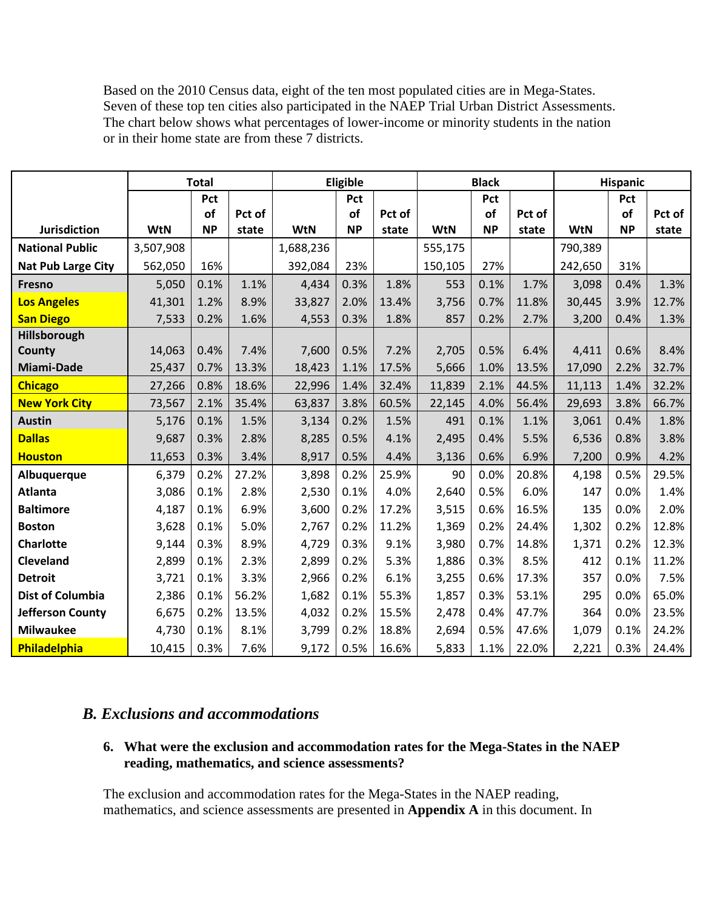Based on the 2010 Census data, eight of the ten most populated cities are in Mega-States. Seven of these top ten cities also participated in the NAEP Trial Urban District Assessments. The chart below shows what percentages of lower-income or minority students in the nation or in their home state are from these 7 districts.

| | Total | | | Eligible | | | Black | | | Hispanic | | |
|---|---|---|---|---|---|---|---|---|---|---|---|---|
| Jurisdiction | WtN | Pct of NP | Pct of state | WtN | Pct of NP | Pct of state | WtN | Pct of NP | Pct of state | WtN | Pct of NP | Pct of state |
| National Public | 3,507,908 | | | 1,688,236 | | | 555,175 | | | 790,389 | | |
| Nat Pub Large City | 562,050 | 16% | | 392,084 | 23% | | 150,105 | 27% | | 242,650 | 31% | |
| Fresno | 5,050 | 0.1% | 1.1% | 4,434 | 0.3% | 1.8% | 553 | 0.1% | 1.7% | 3,098 | 0.4% | 1.3% |
| **Los Angeles** | 41,301 | 1.2% | 8.9% | 33,827 | 2.0% | 13.4% | 3,756 | 0.7% | 11.8% | 30,445 | 3.9% | 12.7% |
| **San Diego** | 7,533 | 0.2% | 1.6% | 4,553 | 0.3% | 1.8% | 857 | 0.2% | 2.7% | 3,200 | 0.4% | 1.3% |
| Hillsborough County | 14,063 | 0.4% | 7.4% | 7,600 | 0.5% | 7.2% | 2,705 | 0.5% | 6.4% | 4,411 | 0.6% | 8.4% |
| Miami-Dade | 25,437 | 0.7% | 13.3% | 18,423 | 1.1% | 17.5% | 5,666 | 1.0% | 13.5% | 17,090 | 2.2% | 32.7% |
| **Chicago** | 27,266 | 0.8% | 18.6% | 22,996 | 1.4% | 32.4% | 11,839 | 2.1% | 44.5% | 11,113 | 1.4% | 32.2% |
| **New York City** | 73,567 | 2.1% | 35.4% | 63,837 | 3.8% | 60.5% | 22,145 | 4.0% | 56.4% | 29,693 | 3.8% | 66.7% |
| Austin | 5,176 | 0.1% | 1.5% | 3,134 | 0.2% | 1.5% | 491 | 0.1% | 1.1% | 3,061 | 0.4% | 1.8% |
| **Dallas** | 9,687 | 0.3% | 2.8% | 8,285 | 0.5% | 4.1% | 2,495 | 0.4% | 5.5% | 6,536 | 0.8% | 3.8% |
| **Houston** | 11,653 | 0.3% | 3.4% | 8,917 | 0.5% | 4.4% | 3,136 | 0.6% | 6.9% | 7,200 | 0.9% | 4.2% |
| Albuquerque | 6,379 | 0.2% | 27.2% | 3,898 | 0.2% | 25.9% | 90 | 0.0% | 20.8% | 4,198 | 0.5% | 29.5% |
| Atlanta | 3,086 | 0.1% | 2.8% | 2,530 | 0.1% | 4.0% | 2,640 | 0.5% | 6.0% | 147 | 0.0% | 1.4% |
| Baltimore | 4,187 | 0.1% | 6.9% | 3,600 | 0.2% | 17.2% | 3,515 | 0.6% | 16.5% | 135 | 0.0% | 2.0% |
| Boston | 3,628 | 0.1% | 5.0% | 2,767 | 0.2% | 11.2% | 1,369 | 0.2% | 24.4% | 1,302 | 0.2% | 12.8% |
| Charlotte | 9,144 | 0.3% | 8.9% | 4,729 | 0.3% | 9.1% | 3,980 | 0.7% | 14.8% | 1,371 | 0.2% | 12.3% |
| Cleveland | 2,899 | 0.1% | 2.3% | 2,899 | 0.2% | 5.3% | 1,886 | 0.3% | 8.5% | 412 | 0.1% | 11.2% |
| Detroit | 3,721 | 0.1% | 3.3% | 2,966 | 0.2% | 6.1% | 3,255 | 0.6% | 17.3% | 357 | 0.0% | 7.5% |
| Dist of Columbia | 2,386 | 0.1% | 56.2% | 1,682 | 0.1% | 55.3% | 1,857 | 0.3% | 53.1% | 295 | 0.0% | 65.0% |
| Jefferson County | 6,675 | 0.2% | 13.5% | 4,032 | 0.2% | 15.5% | 2,478 | 0.4% | 47.7% | 364 | 0.0% | 23.5% |
| Milwaukee | 4,730 | 0.1% | 8.1% | 3,799 | 0.2% | 18.8% | 2,694 | 0.5% | 47.6% | 1,079 | 0.1% | 24.2% |
| **Philadelphia** | 10,415 | 0.3% | 7.6% | 9,172 | 0.5% | 16.6% | 5,833 | 1.1% | 22.0% | 2,221 | 0.3% | 24.4% |

## *B. Exclusions and accommodations*

**6. What were the exclusion and accommodation rates for the Mega-States in the NAEP reading, mathematics, and science assessments?**

The exclusion and accommodation rates for the Mega-States in the NAEP reading, mathematics, and science assessments are presented in **Appendix A** in this document. In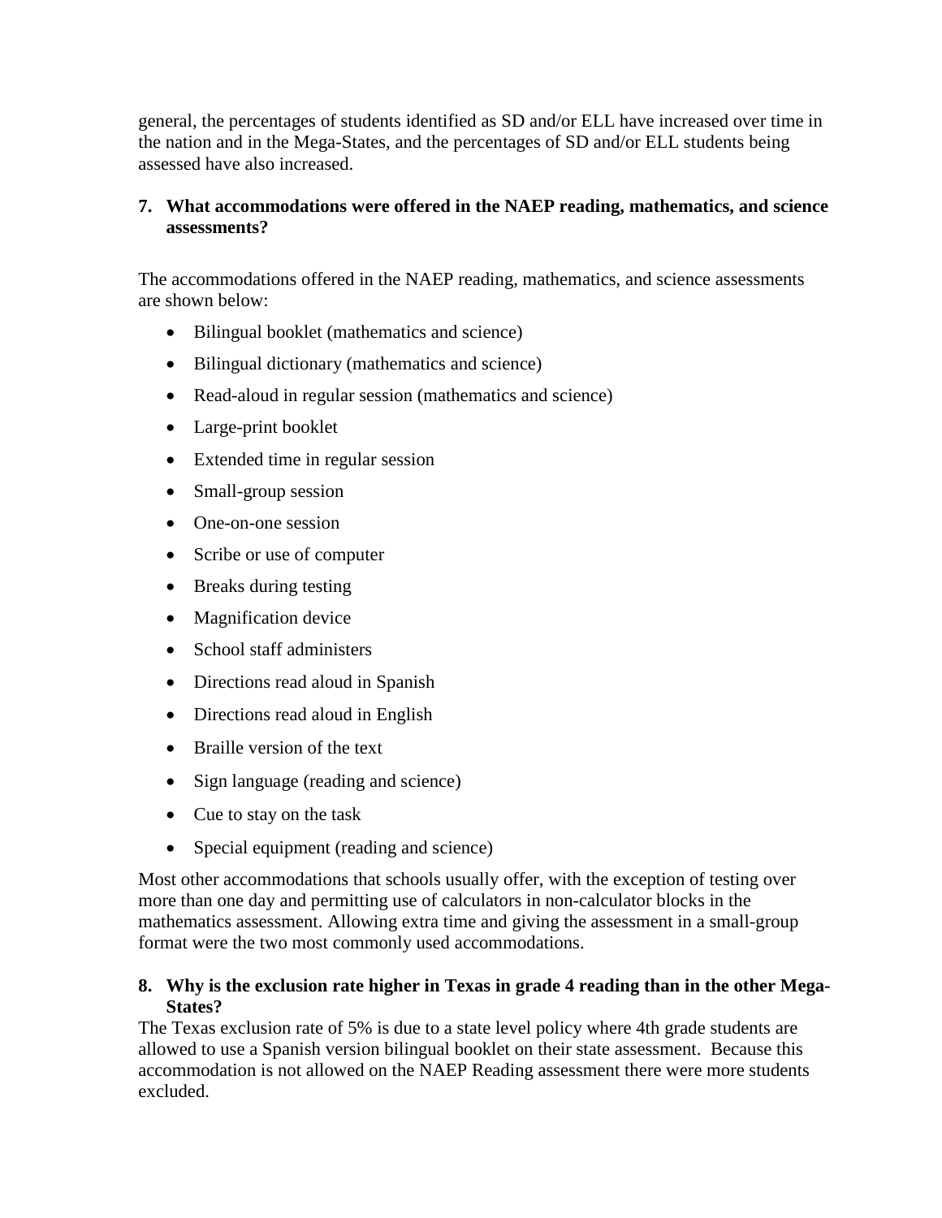general, the percentages of students identified as SD and/or ELL have increased over time in the nation and in the Mega-States, and the percentages of SD and/or ELL students being assessed have also increased.

**7. What accommodations were offered in the NAEP reading, mathematics, and science assessments?**

The accommodations offered in the NAEP reading, mathematics, and science assessments are shown below:

- Bilingual booklet (mathematics and science)
- Bilingual dictionary (mathematics and science)
- Read-aloud in regular session (mathematics and science)
- Large-print booklet
- Extended time in regular session
- Small-group session
- One-on-one session
- Scribe or use of computer
- Breaks during testing
- Magnification device
- School staff administers
- Directions read aloud in Spanish
- Directions read aloud in English
- Braille version of the text
- Sign language (reading and science)
- Cue to stay on the task
- Special equipment (reading and science)

Most other accommodations that schools usually offer, with the exception of testing over more than one day and permitting use of calculators in non-calculator blocks in the mathematics assessment. Allowing extra time and giving the assessment in a small-group format were the two most commonly used accommodations.

**8. Why is the exclusion rate higher in Texas in grade 4 reading than in the other Mega-States?**

The Texas exclusion rate of 5% is due to a state level policy where 4th grade students are allowed to use a Spanish version bilingual booklet on their state assessment. Because this accommodation is not allowed on the NAEP Reading assessment there were more students excluded.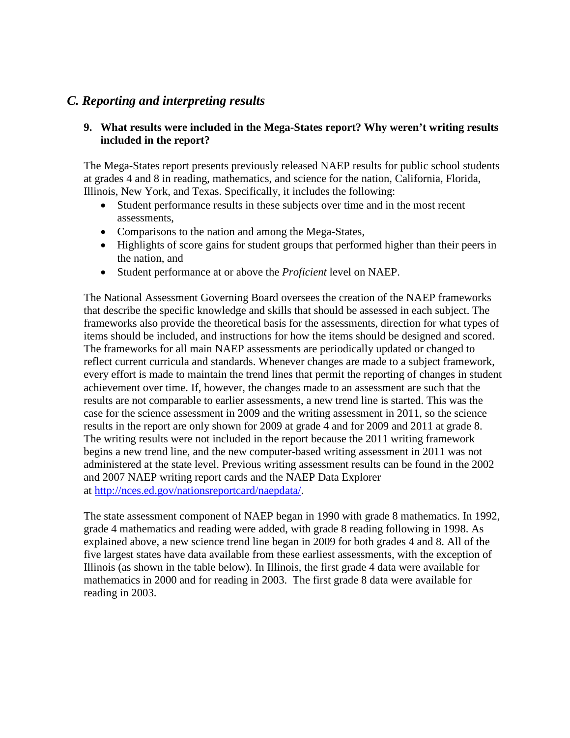## *C. Reporting and interpreting results*

**9. What results were included in the Mega-States report? Why weren't writing results included in the report?**

The Mega-States report presents previously released NAEP results for public school students at grades 4 and 8 in reading, mathematics, and science for the nation, California, Florida, Illinois, New York, and Texas. Specifically, it includes the following:

- Student performance results in these subjects over time and in the most recent assessments,
- Comparisons to the nation and among the Mega-States,
- Highlights of score gains for student groups that performed higher than their peers in the nation, and
- Student performance at or above the *Proficient* level on NAEP.

The National Assessment Governing Board oversees the creation of the NAEP frameworks that describe the specific knowledge and skills that should be assessed in each subject. The frameworks also provide the theoretical basis for the assessments, direction for what types of items should be included, and instructions for how the items should be designed and scored. The frameworks for all main NAEP assessments are periodically updated or changed to reflect current curricula and standards. Whenever changes are made to a subject framework, every effort is made to maintain the trend lines that permit the reporting of changes in student achievement over time. If, however, the changes made to an assessment are such that the results are not comparable to earlier assessments, a new trend line is started. This was the case for the science assessment in 2009 and the writing assessment in 2011, so the science results in the report are only shown for 2009 at grade 4 and for 2009 and 2011 at grade 8. The writing results were not included in the report because the 2011 writing framework begins a new trend line, and the new computer-based writing assessment in 2011 was not administered at the state level. Previous writing assessment results can be found in the 2002 and 2007 NAEP writing report cards and the NAEP Data Explorer at http://nces.ed.gov/nationsreportcard/naepdata/.

The state assessment component of NAEP began in 1990 with grade 8 mathematics. In 1992, grade 4 mathematics and reading were added, with grade 8 reading following in 1998. As explained above, a new science trend line began in 2009 for both grades 4 and 8. All of the five largest states have data available from these earliest assessments, with the exception of Illinois (as shown in the table below). In Illinois, the first grade 4 data were available for mathematics in 2000 and for reading in 2003. The first grade 8 data were available for reading in 2003.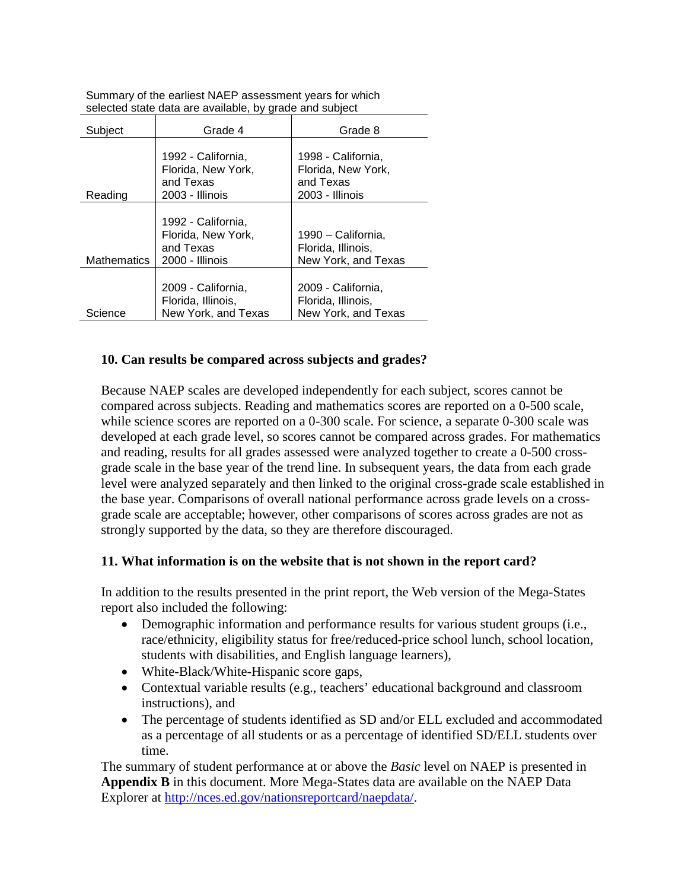Summary of the earliest NAEP assessment years for which selected state data are available, by grade and subject

| Subject | Grade 4 | Grade 8 |
| --- | --- | --- |
| Reading | 1992 - California, Florida, New York, and Texas<br>2003 - Illinois | 1998 - California, Florida, New York, and Texas<br>2003 - Illinois |
| Mathematics | 1992 - California, Florida, New York, and Texas<br>2000 - Illinois | 1990 – California, Florida, Illinois, New York, and Texas |
| Science | 2009 - California, Florida, Illinois, New York, and Texas | 2009 - California, Florida, Illinois, New York, and Texas |

### 10. Can results be compared across subjects and grades?

Because NAEP scales are developed independently for each subject, scores cannot be compared across subjects. Reading and mathematics scores are reported on a 0-500 scale, while science scores are reported on a 0-300 scale. For science, a separate 0-300 scale was developed at each grade level, so scores cannot be compared across grades. For mathematics and reading, results for all grades assessed were analyzed together to create a 0-500 cross-grade scale in the base year of the trend line. In subsequent years, the data from each grade level were analyzed separately and then linked to the original cross-grade scale established in the base year. Comparisons of overall national performance across grade levels on a cross-grade scale are acceptable; however, other comparisons of scores across grades are not as strongly supported by the data, so they are therefore discouraged.

### 11. What information is on the website that is not shown in the report card?

In addition to the results presented in the print report, the Web version of the Mega-States report also included the following:

- Demographic information and performance results for various student groups (i.e., race/ethnicity, eligibility status for free/reduced-price school lunch, school location, students with disabilities, and English language learners),
- White-Black/White-Hispanic score gaps,
- Contextual variable results (e.g., teachers' educational background and classroom instructions), and
- The percentage of students identified as SD and/or ELL excluded and accommodated as a percentage of all students or as a percentage of identified SD/ELL students over time.

The summary of student performance at or above the *Basic* level on NAEP is presented in **Appendix B** in this document. More Mega-States data are available on the NAEP Data Explorer at http://nces.ed.gov/nationsreportcard/naepdata/.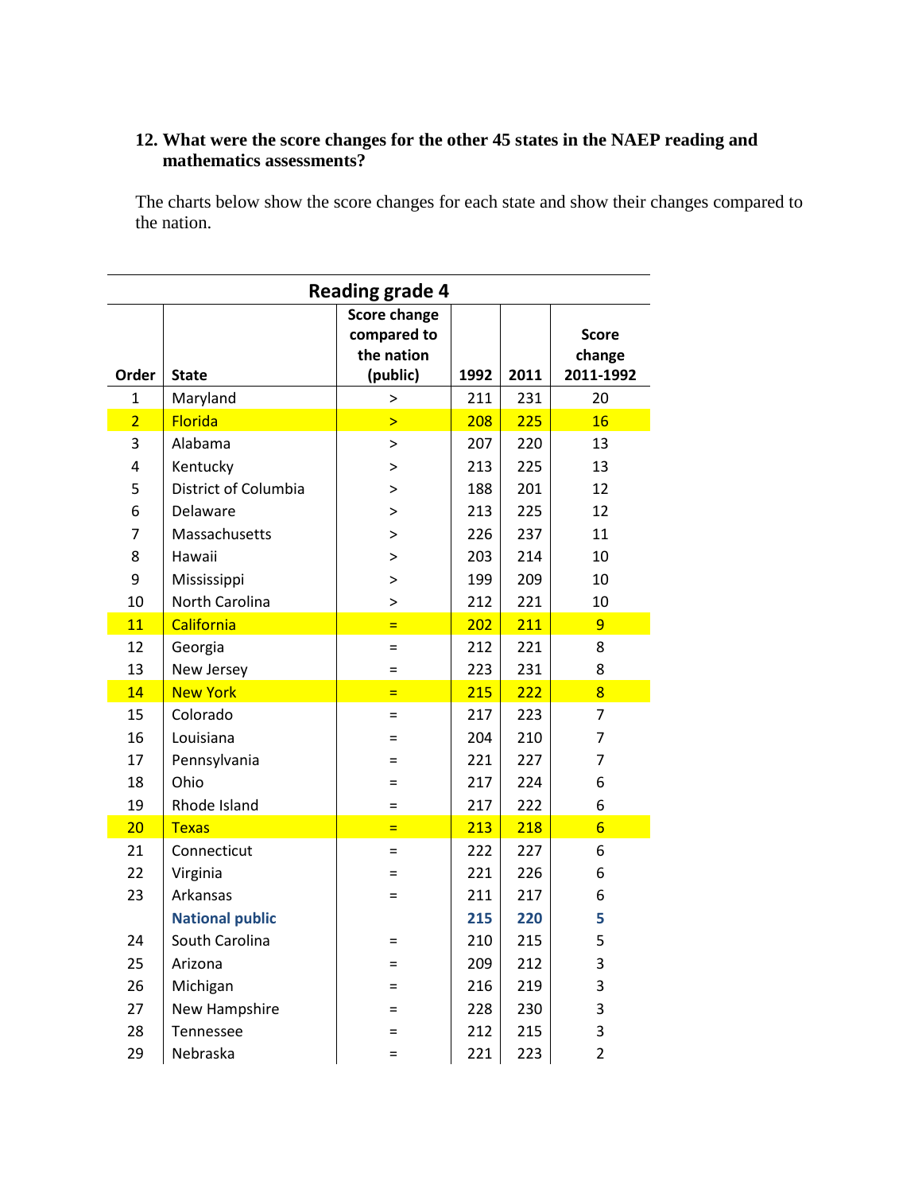### 12. What were the score changes for the other 45 states in the NAEP reading and mathematics assessments?

The charts below show the score changes for each state and show their changes compared to the nation.

| Reading grade 4 | | | | | |
|---|---|---|---|---|---|
| Order | State | Score change compared to the nation (public) | 1992 | 2011 | Score change 2011-1992 |
| 1 | Maryland | > | 211 | 231 | 20 |
| 2 | Florida | > | 208 | 225 | 16 |
| 3 | Alabama | > | 207 | 220 | 13 |
| 4 | Kentucky | > | 213 | 225 | 13 |
| 5 | District of Columbia | > | 188 | 201 | 12 |
| 6 | Delaware | > | 213 | 225 | 12 |
| 7 | Massachusetts | > | 226 | 237 | 11 |
| 8 | Hawaii | > | 203 | 214 | 10 |
| 9 | Mississippi | > | 199 | 209 | 10 |
| 10 | North Carolina | > | 212 | 221 | 10 |
| 11 | California | = | 202 | 211 | 9 |
| 12 | Georgia | = | 212 | 221 | 8 |
| 13 | New Jersey | = | 223 | 231 | 8 |
| 14 | New York | = | 215 | 222 | 8 |
| 15 | Colorado | = | 217 | 223 | 7 |
| 16 | Louisiana | = | 204 | 210 | 7 |
| 17 | Pennsylvania | = | 221 | 227 | 7 |
| 18 | Ohio | = | 217 | 224 | 6 |
| 19 | Rhode Island | = | 217 | 222 | 6 |
| 20 | Texas | = | 213 | 218 | 6 |
| 21 | Connecticut | = | 222 | 227 | 6 |
| 22 | Virginia | = | 221 | 226 | 6 |
| 23 | Arkansas | = | 211 | 217 | 6 |
| | **National public** | | **215** | **220** | **5** |
| 24 | South Carolina | = | 210 | 215 | 5 |
| 25 | Arizona | = | 209 | 212 | 3 |
| 26 | Michigan | = | 216 | 219 | 3 |
| 27 | New Hampshire | = | 228 | 230 | 3 |
| 28 | Tennessee | = | 212 | 215 | 3 |
| 29 | Nebraska | = | 221 | 223 | 2 |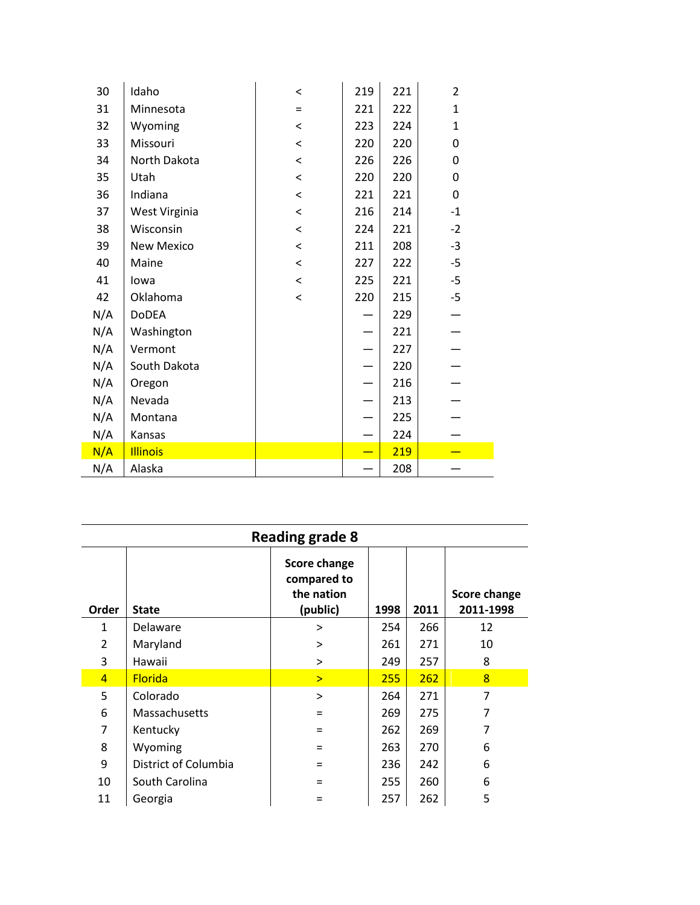| | | | | | |
|---|---|---|---|---|---|
| 30 | Idaho | < | 219 | 221 | 2 |
| 31 | Minnesota | = | 221 | 222 | 1 |
| 32 | Wyoming | < | 223 | 224 | 1 |
| 33 | Missouri | < | 220 | 220 | 0 |
| 34 | North Dakota | < | 226 | 226 | 0 |
| 35 | Utah | < | 220 | 220 | 0 |
| 36 | Indiana | < | 221 | 221 | 0 |
| 37 | West Virginia | < | 216 | 214 | -1 |
| 38 | Wisconsin | < | 224 | 221 | -2 |
| 39 | New Mexico | < | 211 | 208 | -3 |
| 40 | Maine | < | 227 | 222 | -5 |
| 41 | Iowa | < | 225 | 221 | -5 |
| 42 | Oklahoma | < | 220 | 215 | -5 |
| N/A | DoDEA | | — | 229 | — |
| N/A | Washington | | — | 221 | — |
| N/A | Vermont | | — | 227 | — |
| N/A | South Dakota | | — | 220 | — |
| N/A | Oregon | | — | 216 | — |
| N/A | Nevada | | — | 213 | — |
| N/A | Montana | | — | 225 | — |
| N/A | Kansas | | — | 224 | — |
| N/A | Illinois | | — | 219 | — |
| N/A | Alaska | | — | 208 | — |

**Reading grade 8**

| Order | State | Score change compared to the nation (public) | 1998 | 2011 | Score change 2011-1998 |
|---|---|---|---|---|---|
| 1 | Delaware | > | 254 | 266 | 12 |
| 2 | Maryland | > | 261 | 271 | 10 |
| 3 | Hawaii | > | 249 | 257 | 8 |
| 4 | Florida | > | 255 | 262 | 8 |
| 5 | Colorado | > | 264 | 271 | 7 |
| 6 | Massachusetts | = | 269 | 275 | 7 |
| 7 | Kentucky | = | 262 | 269 | 7 |
| 8 | Wyoming | = | 263 | 270 | 6 |
| 9 | District of Columbia | = | 236 | 242 | 6 |
| 10 | South Carolina | = | 255 | 260 | 6 |
| 11 | Georgia | = | 257 | 262 | 5 |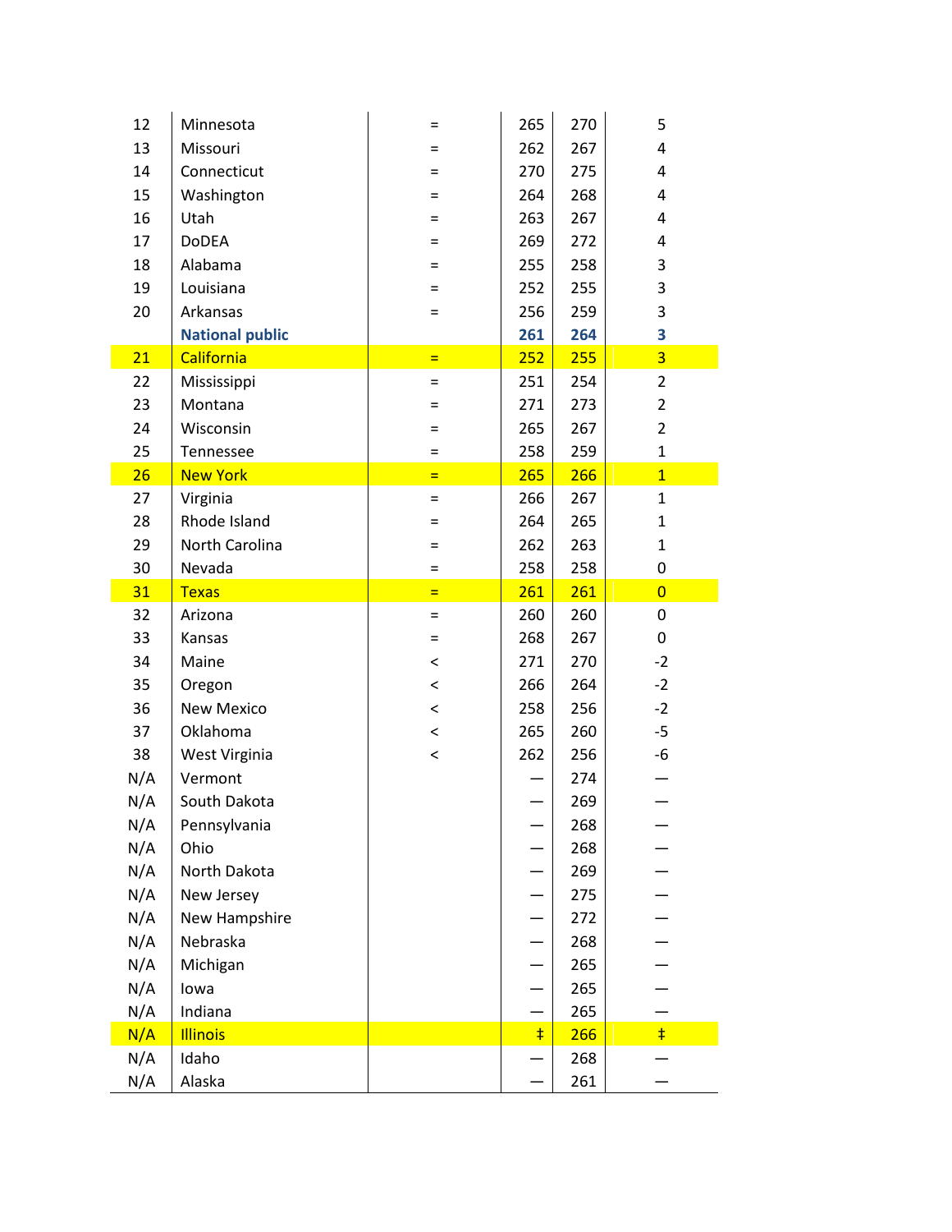| | | | | | |
|---|---|---|---|---|---|
| 12 | Minnesota | = | 265 | 270 | 5 |
| 13 | Missouri | = | 262 | 267 | 4 |
| 14 | Connecticut | = | 270 | 275 | 4 |
| 15 | Washington | = | 264 | 268 | 4 |
| 16 | Utah | = | 263 | 267 | 4 |
| 17 | DoDEA | = | 269 | 272 | 4 |
| 18 | Alabama | = | 255 | 258 | 3 |
| 19 | Louisiana | = | 252 | 255 | 3 |
| 20 | Arkansas | = | 256 | 259 | 3 |
| | **National public** | | **261** | **264** | **3** |
| 21 | California | = | 252 | 255 | 3 |
| 22 | Mississippi | = | 251 | 254 | 2 |
| 23 | Montana | = | 271 | 273 | 2 |
| 24 | Wisconsin | = | 265 | 267 | 2 |
| 25 | Tennessee | = | 258 | 259 | 1 |
| 26 | New York | = | 265 | 266 | 1 |
| 27 | Virginia | = | 266 | 267 | 1 |
| 28 | Rhode Island | = | 264 | 265 | 1 |
| 29 | North Carolina | = | 262 | 263 | 1 |
| 30 | Nevada | = | 258 | 258 | 0 |
| 31 | Texas | = | 261 | 261 | 0 |
| 32 | Arizona | = | 260 | 260 | 0 |
| 33 | Kansas | = | 268 | 267 | 0 |
| 34 | Maine | < | 271 | 270 | -2 |
| 35 | Oregon | < | 266 | 264 | -2 |
| 36 | New Mexico | < | 258 | 256 | -2 |
| 37 | Oklahoma | < | 265 | 260 | -5 |
| 38 | West Virginia | < | 262 | 256 | -6 |
| N/A | Vermont | | — | 274 | — |
| N/A | South Dakota | | — | 269 | — |
| N/A | Pennsylvania | | — | 268 | — |
| N/A | Ohio | | — | 268 | — |
| N/A | North Dakota | | — | 269 | — |
| N/A | New Jersey | | — | 275 | — |
| N/A | New Hampshire | | — | 272 | — |
| N/A | Nebraska | | — | 268 | — |
| N/A | Michigan | | — | 265 | — |
| N/A | Iowa | | — | 265 | — |
| N/A | Indiana | | — | 265 | — |
| N/A | Illinois | | ‡ | 266 | ‡ |
| N/A | Idaho | | — | 268 | — |
| N/A | Alaska | | — | 261 | — |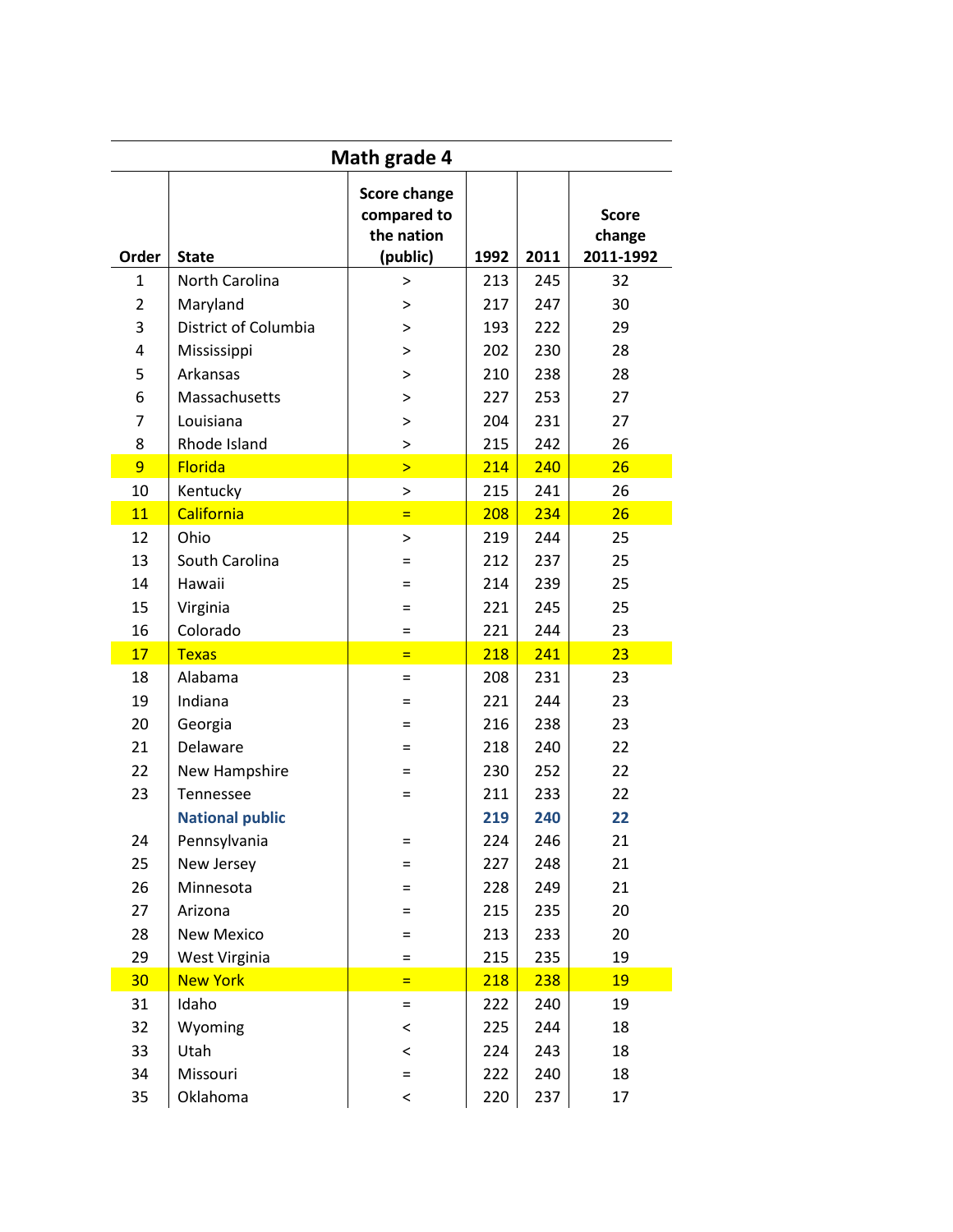| Math grade 4 | | | | | |
|---|---|---|---|---|---|
| Order | State | Score change compared to the nation (public) | 1992 | 2011 | Score change 2011-1992 |
| 1 | North Carolina | > | 213 | 245 | 32 |
| 2 | Maryland | > | 217 | 247 | 30 |
| 3 | District of Columbia | > | 193 | 222 | 29 |
| 4 | Mississippi | > | 202 | 230 | 28 |
| 5 | Arkansas | > | 210 | 238 | 28 |
| 6 | Massachusetts | > | 227 | 253 | 27 |
| 7 | Louisiana | > | 204 | 231 | 27 |
| 8 | Rhode Island | > | 215 | 242 | 26 |
| 9 | Florida | > | 214 | 240 | 26 |
| 10 | Kentucky | > | 215 | 241 | 26 |
| 11 | California | = | 208 | 234 | 26 |
| 12 | Ohio | > | 219 | 244 | 25 |
| 13 | South Carolina | = | 212 | 237 | 25 |
| 14 | Hawaii | = | 214 | 239 | 25 |
| 15 | Virginia | = | 221 | 245 | 25 |
| 16 | Colorado | = | 221 | 244 | 23 |
| 17 | Texas | = | 218 | 241 | 23 |
| 18 | Alabama | = | 208 | 231 | 23 |
| 19 | Indiana | = | 221 | 244 | 23 |
| 20 | Georgia | = | 216 | 238 | 23 |
| 21 | Delaware | = | 218 | 240 | 22 |
| 22 | New Hampshire | = | 230 | 252 | 22 |
| 23 | Tennessee | = | 211 | 233 | 22 |
| | **National public** | | **219** | **240** | **22** |
| 24 | Pennsylvania | = | 224 | 246 | 21 |
| 25 | New Jersey | = | 227 | 248 | 21 |
| 26 | Minnesota | = | 228 | 249 | 21 |
| 27 | Arizona | = | 215 | 235 | 20 |
| 28 | New Mexico | = | 213 | 233 | 20 |
| 29 | West Virginia | = | 215 | 235 | 19 |
| 30 | New York | = | 218 | 238 | 19 |
| 31 | Idaho | = | 222 | 240 | 19 |
| 32 | Wyoming | < | 225 | 244 | 18 |
| 33 | Utah | < | 224 | 243 | 18 |
| 34 | Missouri | = | 222 | 240 | 18 |
| 35 | Oklahoma | < | 220 | 237 | 17 |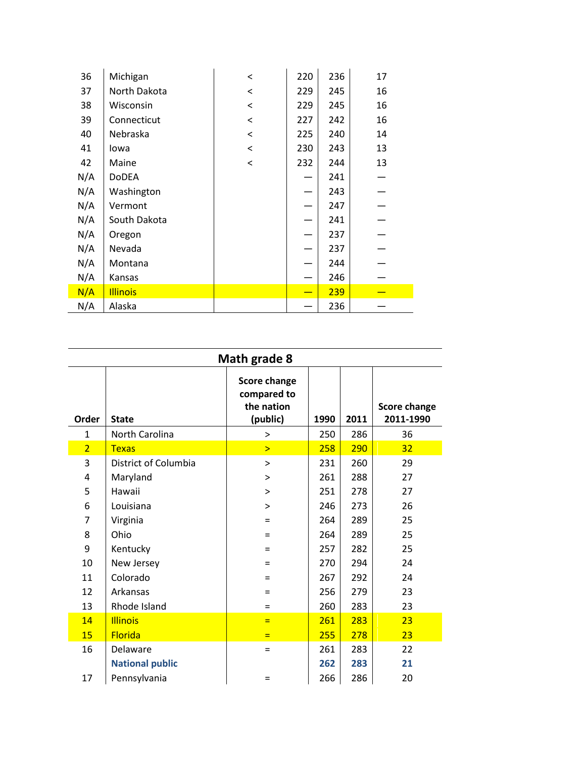| | | | | | |
|---|---|---|---|---|---|
| 36 | Michigan | < | 220 | 236 | 17 |
| 37 | North Dakota | < | 229 | 245 | 16 |
| 38 | Wisconsin | < | 229 | 245 | 16 |
| 39 | Connecticut | < | 227 | 242 | 16 |
| 40 | Nebraska | < | 225 | 240 | 14 |
| 41 | Iowa | < | 230 | 243 | 13 |
| 42 | Maine | < | 232 | 244 | 13 |
| N/A | DoDEA | | — | 241 | — |
| N/A | Washington | | — | 243 | — |
| N/A | Vermont | | — | 247 | — |
| N/A | South Dakota | | — | 241 | — |
| N/A | Oregon | | — | 237 | — |
| N/A | Nevada | | — | 237 | — |
| N/A | Montana | | — | 244 | — |
| N/A | Kansas | | — | 246 | — |
| N/A | Illinois | | — | 239 | — |
| N/A | Alaska | | — | 236 | — |

## Math grade 8

| Order | State | Score change compared to the nation (public) | 1990 | 2011 | Score change 2011-1990 |
|---|---|---|---|---|---|
| 1 | North Carolina | > | 250 | 286 | 36 |
| 2 | Texas | > | 258 | 290 | 32 |
| 3 | District of Columbia | > | 231 | 260 | 29 |
| 4 | Maryland | > | 261 | 288 | 27 |
| 5 | Hawaii | > | 251 | 278 | 27 |
| 6 | Louisiana | > | 246 | 273 | 26 |
| 7 | Virginia | = | 264 | 289 | 25 |
| 8 | Ohio | = | 264 | 289 | 25 |
| 9 | Kentucky | = | 257 | 282 | 25 |
| 10 | New Jersey | = | 270 | 294 | 24 |
| 11 | Colorado | = | 267 | 292 | 24 |
| 12 | Arkansas | = | 256 | 279 | 23 |
| 13 | Rhode Island | = | 260 | 283 | 23 |
| 14 | Illinois | = | 261 | 283 | 23 |
| 15 | Florida | = | 255 | 278 | 23 |
| 16 | Delaware | = | 261 | 283 | 22 |
| | **National public** | | **262** | **283** | **21** |
| 17 | Pennsylvania | = | 266 | 286 | 20 |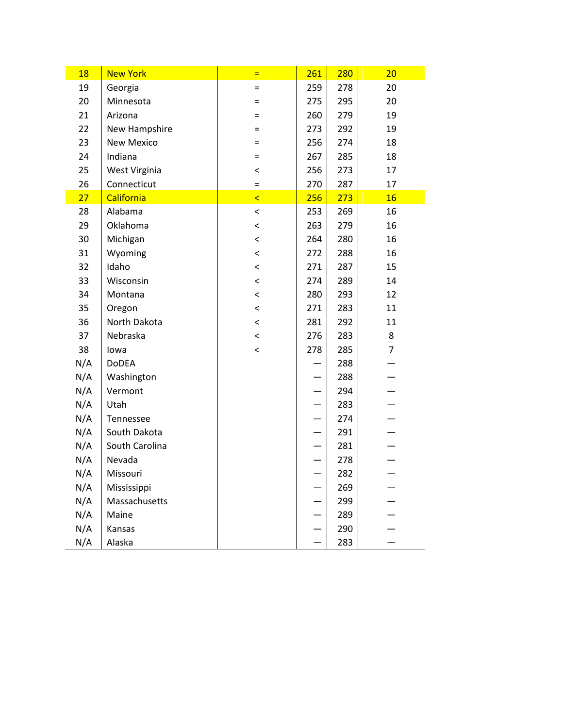| 18 | New York | = | 261 | 280 | 20 |
|---|---|---|---|---|---|
| 19 | Georgia | = | 259 | 278 | 20 |
| 20 | Minnesota | = | 275 | 295 | 20 |
| 21 | Arizona | = | 260 | 279 | 19 |
| 22 | New Hampshire | = | 273 | 292 | 19 |
| 23 | New Mexico | = | 256 | 274 | 18 |
| 24 | Indiana | = | 267 | 285 | 18 |
| 25 | West Virginia | < | 256 | 273 | 17 |
| 26 | Connecticut | = | 270 | 287 | 17 |
| 27 | California | < | 256 | 273 | 16 |
| 28 | Alabama | < | 253 | 269 | 16 |
| 29 | Oklahoma | < | 263 | 279 | 16 |
| 30 | Michigan | < | 264 | 280 | 16 |
| 31 | Wyoming | < | 272 | 288 | 16 |
| 32 | Idaho | < | 271 | 287 | 15 |
| 33 | Wisconsin | < | 274 | 289 | 14 |
| 34 | Montana | < | 280 | 293 | 12 |
| 35 | Oregon | < | 271 | 283 | 11 |
| 36 | North Dakota | < | 281 | 292 | 11 |
| 37 | Nebraska | < | 276 | 283 | 8 |
| 38 | Iowa | < | 278 | 285 | 7 |
| N/A | DoDEA | | — | 288 | — |
| N/A | Washington | | — | 288 | — |
| N/A | Vermont | | — | 294 | — |
| N/A | Utah | | — | 283 | — |
| N/A | Tennessee | | — | 274 | — |
| N/A | South Dakota | | — | 291 | — |
| N/A | South Carolina | | — | 281 | — |
| N/A | Nevada | | — | 278 | — |
| N/A | Missouri | | — | 282 | — |
| N/A | Mississippi | | — | 269 | — |
| N/A | Massachusetts | | — | 299 | — |
| N/A | Maine | | — | 289 | — |
| N/A | Kansas | | — | 290 | — |
| N/A | Alaska | | — | 283 | — |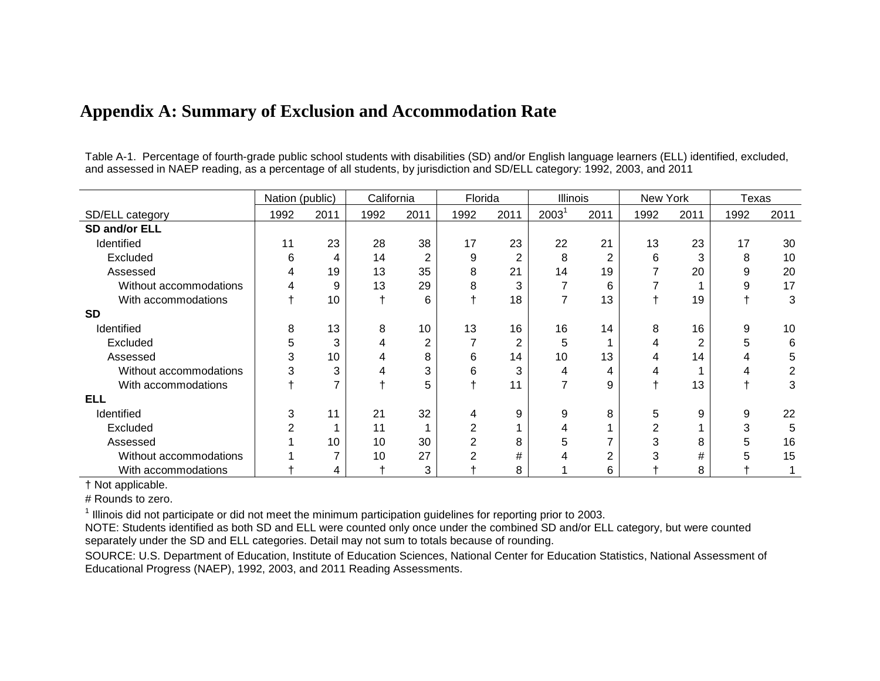# Appendix A: Summary of Exclusion and Accommodation Rate

Table A-1. Percentage of fourth-grade public school students with disabilities (SD) and/or English language learners (ELL) identified, excluded, and assessed in NAEP reading, as a percentage of all students, by jurisdiction and SD/ELL category: 1992, 2003, and 2011

| | Nation (public) | | California | | Florida | | Illinois | | New York | | Texas | |
|---|---|---|---|---|---|---|---|---|---|---|---|---|
| SD/ELL category | 1992 | 2011 | 1992 | 2011 | 1992 | 2011 | 2003[1] | 2011 | 1992 | 2011 | 1992 | 2011 |
| **SD and/or ELL** | | | | | | | | | | | | |
| Identified | 11 | 23 | 28 | 38 | 17 | 23 | 22 | 21 | 13 | 23 | 17 | 30 |
| Excluded | 6 | 4 | 14 | 2 | 9 | 2 | 8 | 2 | 6 | 3 | 8 | 10 |
| Assessed | 4 | 19 | 13 | 35 | 8 | 21 | 14 | 19 | 7 | 20 | 9 | 20 |
| Without accommodations | 4 | 9 | 13 | 29 | 8 | 3 | 7 | 6 | 7 | 1 | 9 | 17 |
| With accommodations | † | 10 | † | 6 | † | 18 | 7 | 13 | † | 19 | † | 3 |
| **SD** | | | | | | | | | | | | |
| Identified | 8 | 13 | 8 | 10 | 13 | 16 | 16 | 14 | 8 | 16 | 9 | 10 |
| Excluded | 5 | 3 | 4 | 2 | 7 | 2 | 5 | 1 | 4 | 2 | 5 | 6 |
| Assessed | 3 | 10 | 4 | 8 | 6 | 14 | 10 | 13 | 4 | 14 | 4 | 5 |
| Without accommodations | 3 | 3 | 4 | 3 | 6 | 3 | 4 | 4 | 4 | 1 | 4 | 2 |
| With accommodations | † | 7 | † | 5 | † | 11 | 7 | 9 | † | 13 | † | 3 |
| **ELL** | | | | | | | | | | | | |
| Identified | 3 | 11 | 21 | 32 | 4 | 9 | 9 | 8 | 5 | 9 | 9 | 22 |
| Excluded | 2 | 1 | 11 | 1 | 2 | 1 | 4 | 1 | 2 | 1 | 3 | 5 |
| Assessed | 1 | 10 | 10 | 30 | 2 | 8 | 5 | 7 | 3 | 8 | 5 | 16 |
| Without accommodations | 1 | 7 | 10 | 27 | 2 | # | 4 | 2 | 3 | # | 5 | 15 |
| With accommodations | † | 4 | † | 3 | † | 8 | 1 | 6 | † | 8 | † | 1 |

† Not applicable.

# Rounds to zero.

[1] Illinois did not participate or did not meet the minimum participation guidelines for reporting prior to 2003.

NOTE: Students identified as both SD and ELL were counted only once under the combined SD and/or ELL category, but were counted separately under the SD and ELL categories. Detail may not sum to totals because of rounding.

SOURCE: U.S. Department of Education, Institute of Education Sciences, National Center for Education Statistics, National Assessment of Educational Progress (NAEP), 1992, 2003, and 2011 Reading Assessments.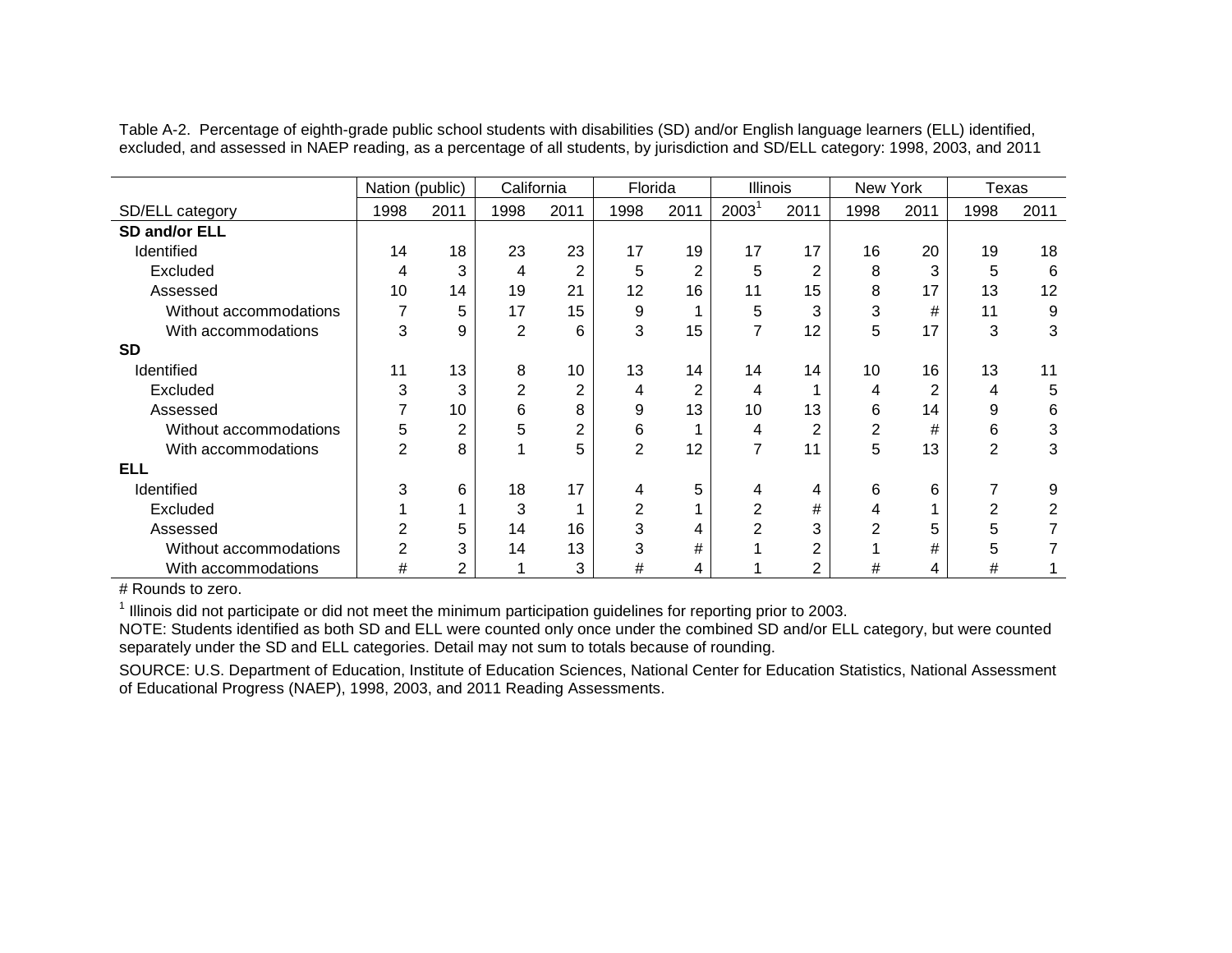Table A-2. Percentage of eighth-grade public school students with disabilities (SD) and/or English language learners (ELL) identified, excluded, and assessed in NAEP reading, as a percentage of all students, by jurisdiction and SD/ELL category: 1998, 2003, and 2011

| | Nation (public) | | California | | Florida | | Illinois | | New York | | Texas | |
|---|---|---|---|---|---|---|---|---|---|---|---|---|
| SD/ELL category | 1998 | 2011 | 1998 | 2011 | 1998 | 2011 | 2003[1] | 2011 | 1998 | 2011 | 1998 | 2011 |
| **SD and/or ELL** | | | | | | | | | | | | |
| Identified | 14 | 18 | 23 | 23 | 17 | 19 | 17 | 17 | 16 | 20 | 19 | 18 |
| Excluded | 4 | 3 | 4 | 2 | 5 | 2 | 5 | 2 | 8 | 3 | 5 | 6 |
| Assessed | 10 | 14 | 19 | 21 | 12 | 16 | 11 | 15 | 8 | 17 | 13 | 12 |
| Without accommodations | 7 | 5 | 17 | 15 | 9 | 1 | 5 | 3 | 3 | # | 11 | 9 |
| With accommodations | 3 | 9 | 2 | 6 | 3 | 15 | 7 | 12 | 5 | 17 | 3 | 3 |
| **SD** | | | | | | | | | | | | |
| Identified | 11 | 13 | 8 | 10 | 13 | 14 | 14 | 14 | 10 | 16 | 13 | 11 |
| Excluded | 3 | 3 | 2 | 2 | 4 | 2 | 4 | 1 | 4 | 2 | 4 | 5 |
| Assessed | 7 | 10 | 6 | 8 | 9 | 13 | 10 | 13 | 6 | 14 | 9 | 6 |
| Without accommodations | 5 | 2 | 5 | 2 | 6 | 1 | 4 | 2 | 2 | # | 6 | 3 |
| With accommodations | 2 | 8 | 1 | 5 | 2 | 12 | 7 | 11 | 5 | 13 | 2 | 3 |
| **ELL** | | | | | | | | | | | | |
| Identified | 3 | 6 | 18 | 17 | 4 | 5 | 4 | 4 | 6 | 6 | 7 | 9 |
| Excluded | 1 | 1 | 3 | 1 | 2 | 1 | 2 | # | 4 | 1 | 2 | 2 |
| Assessed | 2 | 5 | 14 | 16 | 3 | 4 | 2 | 3 | 2 | 5 | 5 | 7 |
| Without accommodations | 2 | 3 | 14 | 13 | 3 | # | 1 | 2 | 1 | # | 5 | 7 |
| With accommodations | # | 2 | 1 | 3 | # | 4 | 1 | 2 | # | 4 | # | 1 |

# Rounds to zero.

[1] Illinois did not participate or did not meet the minimum participation guidelines for reporting prior to 2003.

NOTE: Students identified as both SD and ELL were counted only once under the combined SD and/or ELL category, but were counted separately under the SD and ELL categories. Detail may not sum to totals because of rounding.

SOURCE: U.S. Department of Education, Institute of Education Sciences, National Center for Education Statistics, National Assessment of Educational Progress (NAEP), 1998, 2003, and 2011 Reading Assessments.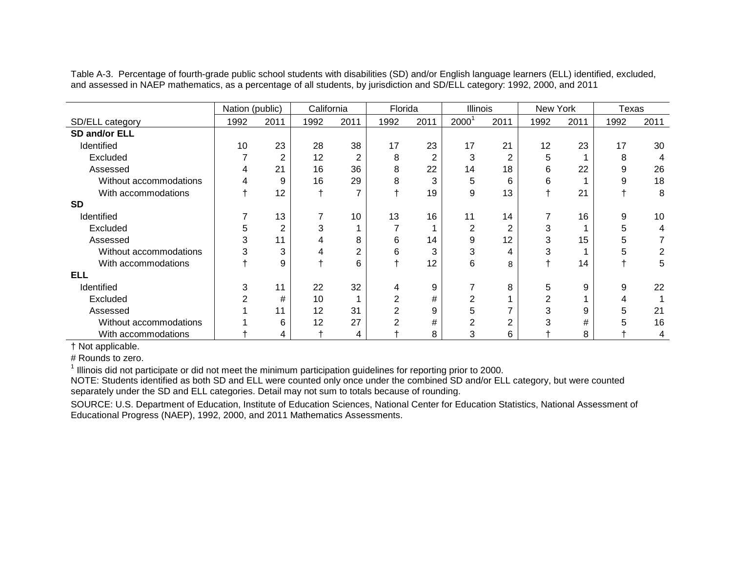Table A-3. Percentage of fourth-grade public school students with disabilities (SD) and/or English language learners (ELL) identified, excluded, and assessed in NAEP mathematics, as a percentage of all students, by jurisdiction and SD/ELL category: 1992, 2000, and 2011

| | Nation (public) | | California | | Florida | | Illinois | | New York | | Texas | |
|---|---|---|---|---|---|---|---|---|---|---|---|---|
| SD/ELL category | 1992 | 2011 | 1992 | 2011 | 1992 | 2011 | 2000[1] | 2011 | 1992 | 2011 | 1992 | 2011 |
| **SD and/or ELL** | | | | | | | | | | | | |
| Identified | 10 | 23 | 28 | 38 | 17 | 23 | 17 | 21 | 12 | 23 | 17 | 30 |
| Excluded | 7 | 2 | 12 | 2 | 8 | 2 | 3 | 2 | 5 | 1 | 8 | 4 |
| Assessed | 4 | 21 | 16 | 36 | 8 | 22 | 14 | 18 | 6 | 22 | 9 | 26 |
| Without accommodations | 4 | 9 | 16 | 29 | 8 | 3 | 5 | 6 | 6 | 1 | 9 | 18 |
| With accommodations | † | 12 | † | 7 | † | 19 | 9 | 13 | † | 21 | † | 8 |
| **SD** | | | | | | | | | | | | |
| Identified | 7 | 13 | 7 | 10 | 13 | 16 | 11 | 14 | 7 | 16 | 9 | 10 |
| Excluded | 5 | 2 | 3 | 1 | 7 | 1 | 2 | 2 | 3 | 1 | 5 | 4 |
| Assessed | 3 | 11 | 4 | 8 | 6 | 14 | 9 | 12 | 3 | 15 | 5 | 7 |
| Without accommodations | 3 | 3 | 4 | 2 | 6 | 3 | 3 | 4 | 3 | 1 | 5 | 2 |
| With accommodations | † | 9 | † | 6 | † | 12 | 6 | 8 | † | 14 | † | 5 |
| **ELL** | | | | | | | | | | | | |
| Identified | 3 | 11 | 22 | 32 | 4 | 9 | 7 | 8 | 5 | 9 | 9 | 22 |
| Excluded | 2 | # | 10 | 1 | 2 | # | 2 | 1 | 2 | 1 | 4 | 1 |
| Assessed | 1 | 11 | 12 | 31 | 2 | 9 | 5 | 7 | 3 | 9 | 5 | 21 |
| Without accommodations | 1 | 6 | 12 | 27 | 2 | # | 2 | 2 | 3 | # | 5 | 16 |
| With accommodations | † | 4 | † | 4 | † | 8 | 3 | 6 | † | 8 | † | 4 |

† Not applicable.

# Rounds to zero.

[1] Illinois did not participate or did not meet the minimum participation guidelines for reporting prior to 2000.

NOTE: Students identified as both SD and ELL were counted only once under the combined SD and/or ELL category, but were counted separately under the SD and ELL categories. Detail may not sum to totals because of rounding.

SOURCE: U.S. Department of Education, Institute of Education Sciences, National Center for Education Statistics, National Assessment of Educational Progress (NAEP), 1992, 2000, and 2011 Mathematics Assessments.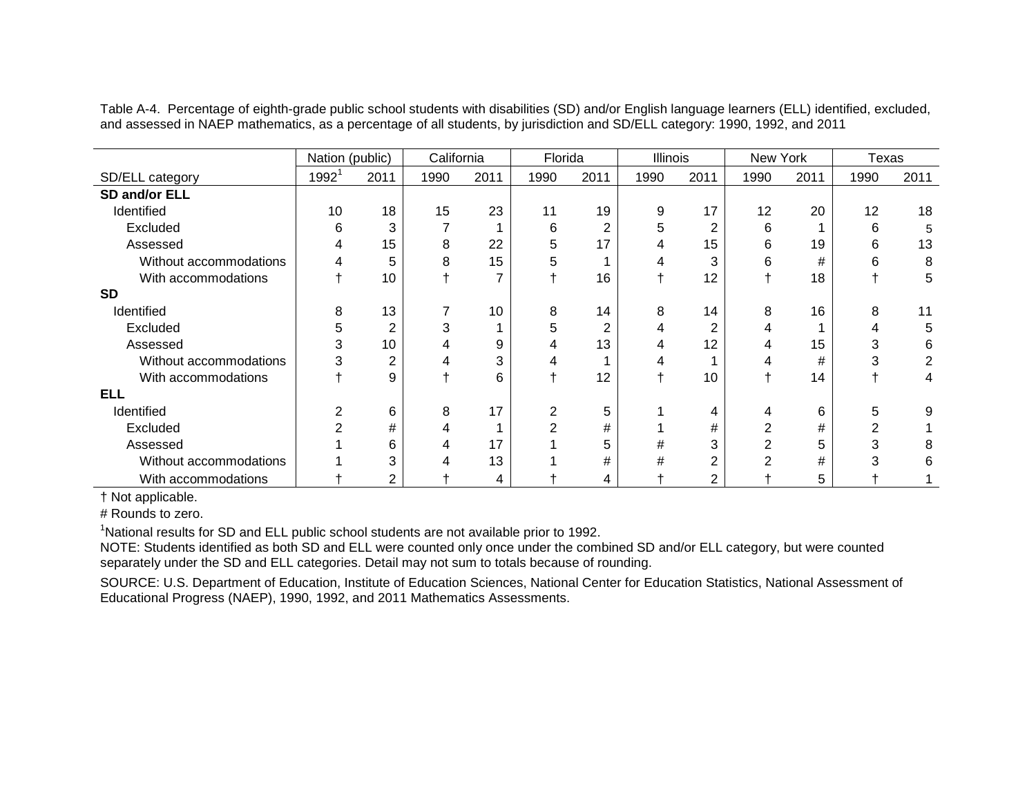Table A-4. Percentage of eighth-grade public school students with disabilities (SD) and/or English language learners (ELL) identified, excluded, and assessed in NAEP mathematics, as a percentage of all students, by jurisdiction and SD/ELL category: 1990, 1992, and 2011

| | Nation (public) | | California | | Florida | | Illinois | | New York | | Texas | |
|---|---|---|---|---|---|---|---|---|---|---|---|---|
| SD/ELL category | 1992[1] | 2011 | 1990 | 2011 | 1990 | 2011 | 1990 | 2011 | 1990 | 2011 | 1990 | 2011 |
| **SD and/or ELL** | | | | | | | | | | | | |
| Identified | 10 | 18 | 15 | 23 | 11 | 19 | 9 | 17 | 12 | 20 | 12 | 18 |
| Excluded | 6 | 3 | 7 | 1 | 6 | 2 | 5 | 2 | 6 | 1 | 6 | 5 |
| Assessed | 4 | 15 | 8 | 22 | 5 | 17 | 4 | 15 | 6 | 19 | 6 | 13 |
| Without accommodations | 4 | 5 | 8 | 15 | 5 | 1 | 4 | 3 | 6 | # | 6 | 8 |
| With accommodations | † | 10 | † | 7 | † | 16 | † | 12 | † | 18 | † | 5 |
| **SD** | | | | | | | | | | | | |
| Identified | 8 | 13 | 7 | 10 | 8 | 14 | 8 | 14 | 8 | 16 | 8 | 11 |
| Excluded | 5 | 2 | 3 | 1 | 5 | 2 | 4 | 2 | 4 | 1 | 4 | 5 |
| Assessed | 3 | 10 | 4 | 9 | 4 | 13 | 4 | 12 | 4 | 15 | 3 | 6 |
| Without accommodations | 3 | 2 | 4 | 3 | 4 | 1 | 4 | 1 | 4 | # | 3 | 2 |
| With accommodations | † | 9 | † | 6 | † | 12 | † | 10 | † | 14 | † | 4 |
| **ELL** | | | | | | | | | | | | |
| Identified | 2 | 6 | 8 | 17 | 2 | 5 | 1 | 4 | 4 | 6 | 5 | 9 |
| Excluded | 2 | # | 4 | 1 | 2 | # | 1 | # | 2 | # | 2 | 1 |
| Assessed | 1 | 6 | 4 | 17 | 1 | 5 | # | 3 | 2 | 5 | 3 | 8 |
| Without accommodations | 1 | 3 | 4 | 13 | 1 | # | # | 2 | 2 | # | 3 | 6 |
| With accommodations | † | 2 | † | 4 | † | 4 | † | 2 | † | 5 | † | 1 |

† Not applicable.

# Rounds to zero.

[1]National results for SD and ELL public school students are not available prior to 1992.

NOTE: Students identified as both SD and ELL were counted only once under the combined SD and/or ELL category, but were counted separately under the SD and ELL categories. Detail may not sum to totals because of rounding.

SOURCE: U.S. Department of Education, Institute of Education Sciences, National Center for Education Statistics, National Assessment of Educational Progress (NAEP), 1990, 1992, and 2011 Mathematics Assessments.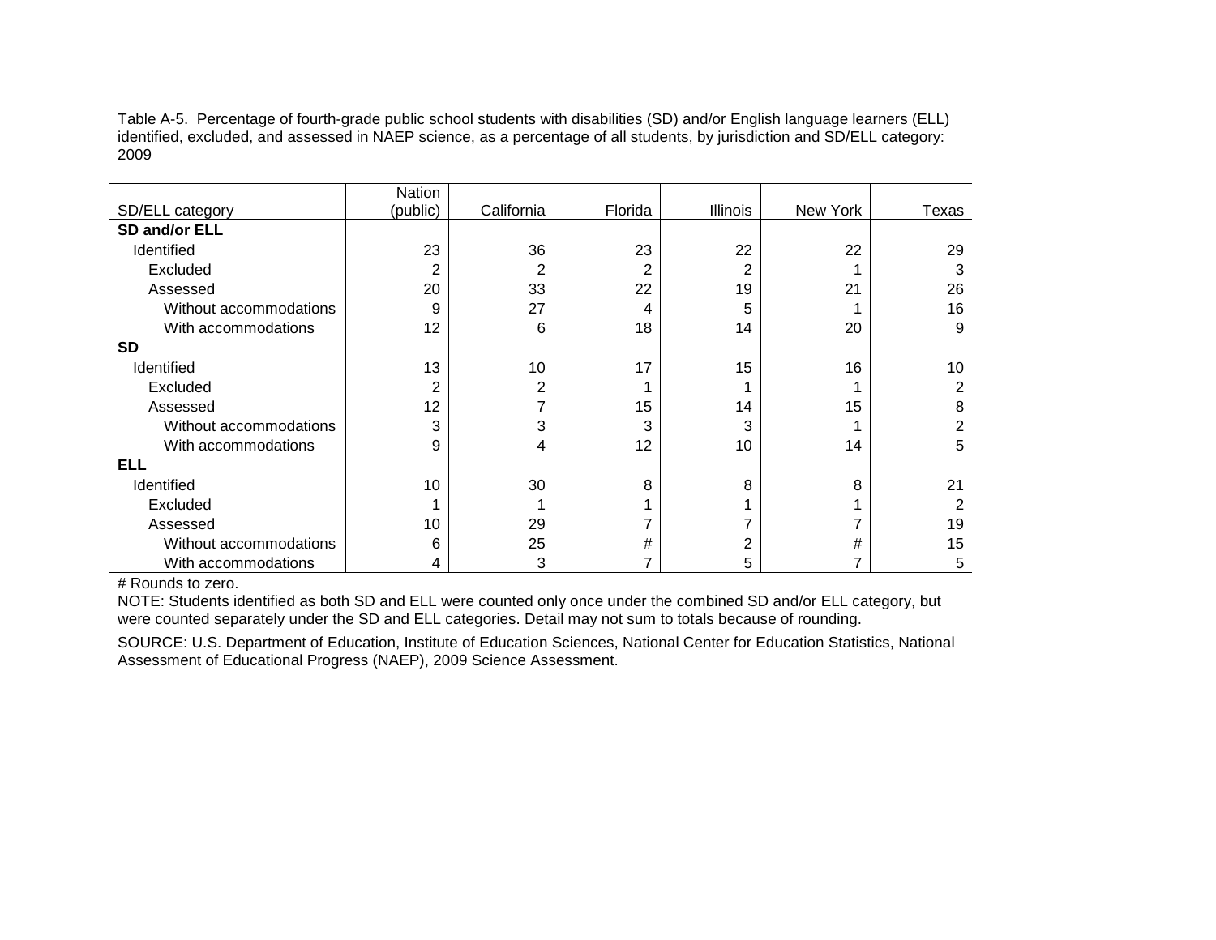Table A-5. Percentage of fourth-grade public school students with disabilities (SD) and/or English language learners (ELL) identified, excluded, and assessed in NAEP science, as a percentage of all students, by jurisdiction and SD/ELL category: 2009

| SD/ELL category | Nation (public) | California | Florida | Illinois | New York | Texas |
|---|---|---|---|---|---|---|
| **SD and/or ELL** | | | | | | |
| Identified | 23 | 36 | 23 | 22 | 22 | 29 |
| Excluded | 2 | 2 | 2 | 2 | 1 | 3 |
| Assessed | 20 | 33 | 22 | 19 | 21 | 26 |
| Without accommodations | 9 | 27 | 4 | 5 | 1 | 16 |
| With accommodations | 12 | 6 | 18 | 14 | 20 | 9 |
| **SD** | | | | | | |
| Identified | 13 | 10 | 17 | 15 | 16 | 10 |
| Excluded | 2 | 2 | 1 | 1 | 1 | 2 |
| Assessed | 12 | 7 | 15 | 14 | 15 | 8 |
| Without accommodations | 3 | 3 | 3 | 3 | 1 | 2 |
| With accommodations | 9 | 4 | 12 | 10 | 14 | 5 |
| **ELL** | | | | | | |
| Identified | 10 | 30 | 8 | 8 | 8 | 21 |
| Excluded | 1 | 1 | 1 | 1 | 1 | 2 |
| Assessed | 10 | 29 | 7 | 7 | 7 | 19 |
| Without accommodations | 6 | 25 | # | 2 | # | 15 |
| With accommodations | 4 | 3 | 7 | 5 | 7 | 5 |

# Rounds to zero.

NOTE: Students identified as both SD and ELL were counted only once under the combined SD and/or ELL category, but were counted separately under the SD and ELL categories. Detail may not sum to totals because of rounding.

SOURCE: U.S. Department of Education, Institute of Education Sciences, National Center for Education Statistics, National Assessment of Educational Progress (NAEP), 2009 Science Assessment.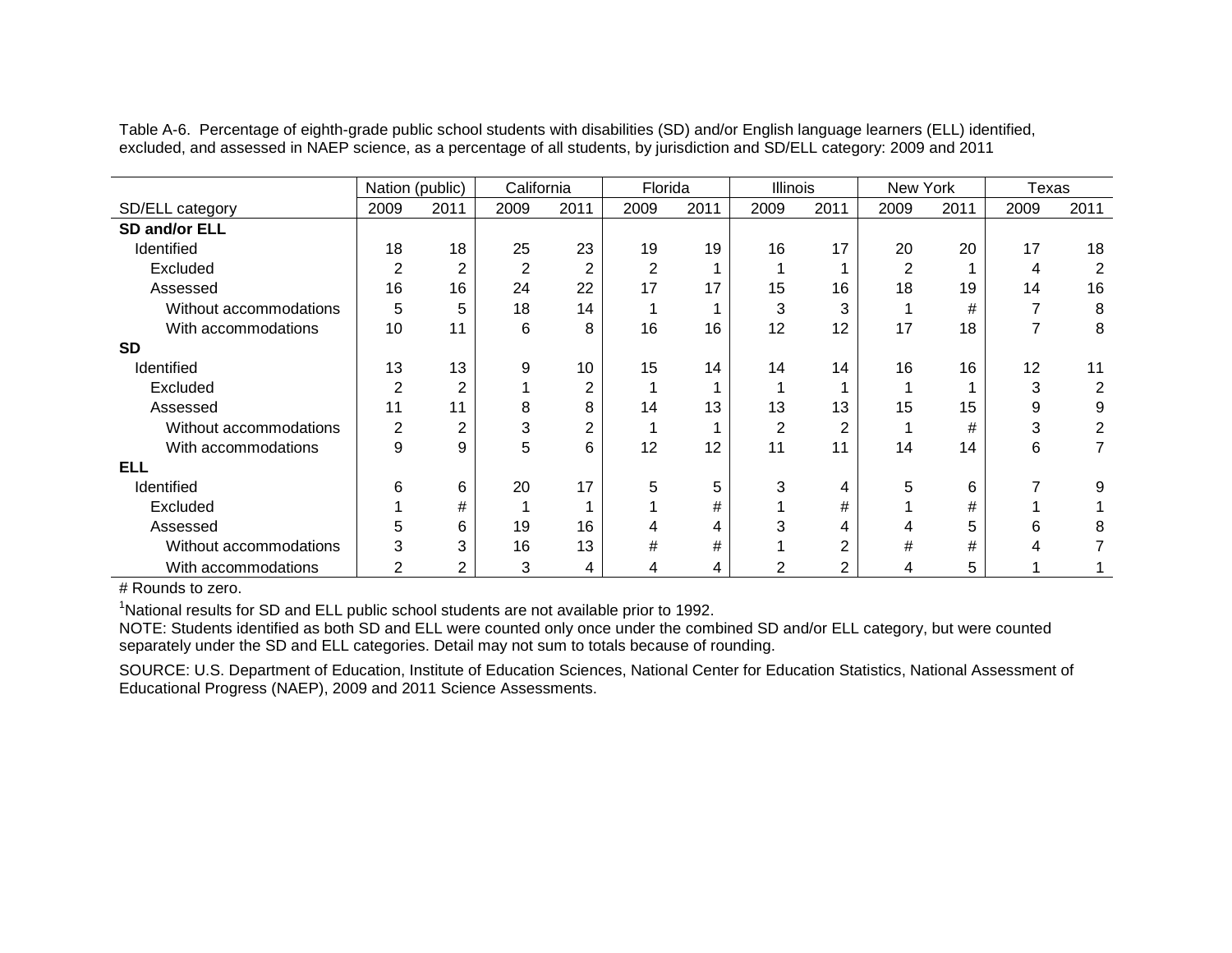Table A-6. Percentage of eighth-grade public school students with disabilities (SD) and/or English language learners (ELL) identified, excluded, and assessed in NAEP science, as a percentage of all students, by jurisdiction and SD/ELL category: 2009 and 2011

| | Nation (public) | | California | | Florida | | Illinois | | New York | | Texas | |
|---|---|---|---|---|---|---|---|---|---|---|---|---|
| SD/ELL category | 2009 | 2011 | 2009 | 2011 | 2009 | 2011 | 2009 | 2011 | 2009 | 2011 | 2009 | 2011 |
| **SD and/or ELL** | | | | | | | | | | | | |
| Identified | 18 | 18 | 25 | 23 | 19 | 19 | 16 | 17 | 20 | 20 | 17 | 18 |
| Excluded | 2 | 2 | 2 | 2 | 2 | 1 | 1 | 1 | 2 | 1 | 4 | 2 |
| Assessed | 16 | 16 | 24 | 22 | 17 | 17 | 15 | 16 | 18 | 19 | 14 | 16 |
| Without accommodations | 5 | 5 | 18 | 14 | 1 | 1 | 3 | 3 | 1 | # | 7 | 8 |
| With accommodations | 10 | 11 | 6 | 8 | 16 | 16 | 12 | 12 | 17 | 18 | 7 | 8 |
| **SD** | | | | | | | | | | | | |
| Identified | 13 | 13 | 9 | 10 | 15 | 14 | 14 | 14 | 16 | 16 | 12 | 11 |
| Excluded | 2 | 2 | 1 | 2 | 1 | 1 | 1 | 1 | 1 | 1 | 3 | 2 |
| Assessed | 11 | 11 | 8 | 8 | 14 | 13 | 13 | 13 | 15 | 15 | 9 | 9 |
| Without accommodations | 2 | 2 | 3 | 2 | 1 | 1 | 2 | 2 | 1 | # | 3 | 2 |
| With accommodations | 9 | 9 | 5 | 6 | 12 | 12 | 11 | 11 | 14 | 14 | 6 | 7 |
| **ELL** | | | | | | | | | | | | |
| Identified | 6 | 6 | 20 | 17 | 5 | 5 | 3 | 4 | 5 | 6 | 7 | 9 |
| Excluded | 1 | # | 1 | 1 | 1 | # | 1 | # | 1 | # | 1 | 1 |
| Assessed | 5 | 6 | 19 | 16 | 4 | 4 | 3 | 4 | 4 | 5 | 6 | 8 |
| Without accommodations | 3 | 3 | 16 | 13 | # | # | 1 | 2 | # | # | 4 | 7 |
| With accommodations | 2 | 2 | 3 | 4 | 4 | 4 | 2 | 2 | 4 | 5 | 1 | 1 |

# Rounds to zero.

[1]National results for SD and ELL public school students are not available prior to 1992.

NOTE: Students identified as both SD and ELL were counted only once under the combined SD and/or ELL category, but were counted separately under the SD and ELL categories. Detail may not sum to totals because of rounding.

SOURCE: U.S. Department of Education, Institute of Education Sciences, National Center for Education Statistics, National Assessment of Educational Progress (NAEP), 2009 and 2011 Science Assessments.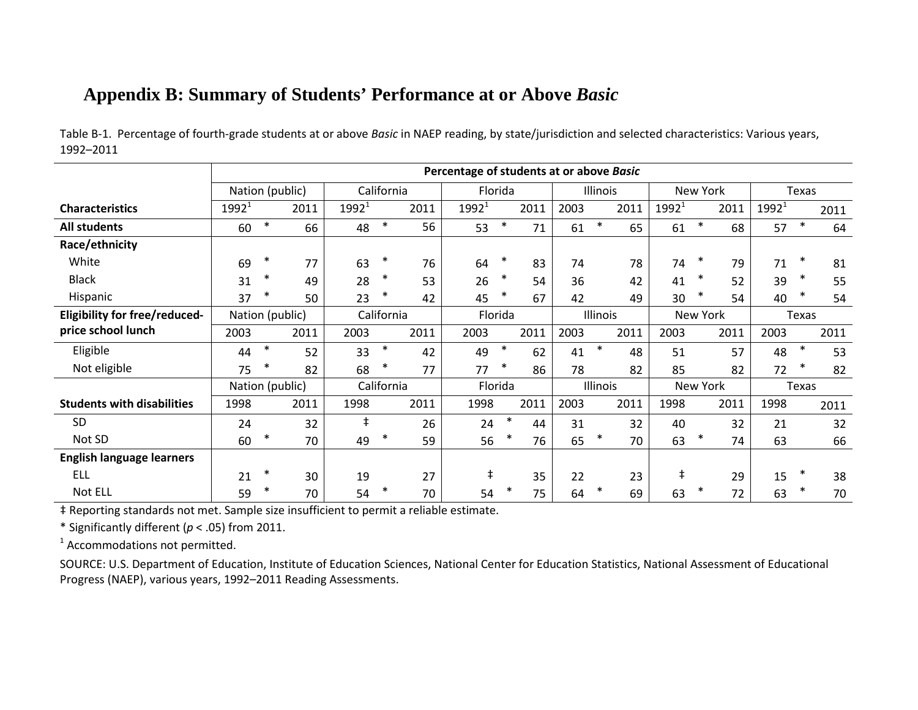# Appendix B: Summary of Students' Performance at or Above *Basic*

Table B-1. Percentage of fourth-grade students at or above *Basic* in NAEP reading, by state/jurisdiction and selected characteristics: Various years, 1992–2011

| | **Percentage of students at or above *Basic*** | | | | | | | | | | | |
|---|---|---|---|---|---|---|---|---|---|---|---|---|
| | Nation (public) | | California | | Florida | | Illinois | | New York | | Texas | |
| **Characteristics** | 1992[1] | 2011 | 1992[1] | 2011 | 1992[1] | 2011 | 2003 | 2011 | 1992[1] | 2011 | 1992[1] | 2011 |
| **All students** | 60 * | 66 | 48 * | 56 | 53 * | 71 | 61 * | 65 | 61 * | 68 | 57 * | 64 |
| **Race/ethnicity** | | | | | | | | | | | | |
| White | 69 * | 77 | 63 * | 76 | 64 * | 83 | 74 | 78 | 74 * | 79 | 71 * | 81 |
| Black | 31 * | 49 | 28 * | 53 | 26 * | 54 | 36 | 42 | 41 * | 52 | 39 * | 55 |
| Hispanic | 37 * | 50 | 23 * | 42 | 45 * | 67 | 42 | 49 | 30 * | 54 | 40 * | 54 |
| **Eligibility for free/reduced-price school lunch** | Nation (public) | | California | | Florida | | Illinois | | New York | | Texas | |
| | 2003 | 2011 | 2003 | 2011 | 2003 | 2011 | 2003 | 2011 | 2003 | 2011 | 2003 | 2011 |
| Eligible | 44 * | 52 | 33 * | 42 | 49 * | 62 | 41 * | 48 | 51 | 57 | 48 * | 53 |
| Not eligible | 75 * | 82 | 68 * | 77 | 77 * | 86 | 78 | 82 | 85 | 82 | 72 * | 82 |
| | Nation (public) | | California | | Florida | | Illinois | | New York | | Texas | |
| **Students with disabilities** | 1998 | 2011 | 1998 | 2011 | 1998 | 2011 | 2003 | 2011 | 1998 | 2011 | 1998 | 2011 |
| SD | 24 | 32 | ‡ | 26 | 24 * | 44 | 31 | 32 | 40 | 32 | 21 | 32 |
| Not SD | 60 * | 70 | 49 * | 59 | 56 * | 76 | 65 * | 70 | 63 * | 74 | 63 | 66 |
| **English language learners** | | | | | | | | | | | | |
| ELL | 21 * | 30 | 19 | 27 | ‡ | 35 | 22 | 23 | ‡ | 29 | 15 * | 38 |
| Not ELL | 59 * | 70 | 54 * | 70 | 54 * | 75 | 64 * | 69 | 63 * | 72 | 63 * | 70 |

‡ Reporting standards not met. Sample size insufficient to permit a reliable estimate.

* Significantly different ($p < .05$) from 2011.

[1] Accommodations not permitted.

SOURCE: U.S. Department of Education, Institute of Education Sciences, National Center for Education Statistics, National Assessment of Educational Progress (NAEP), various years, 1992–2011 Reading Assessments.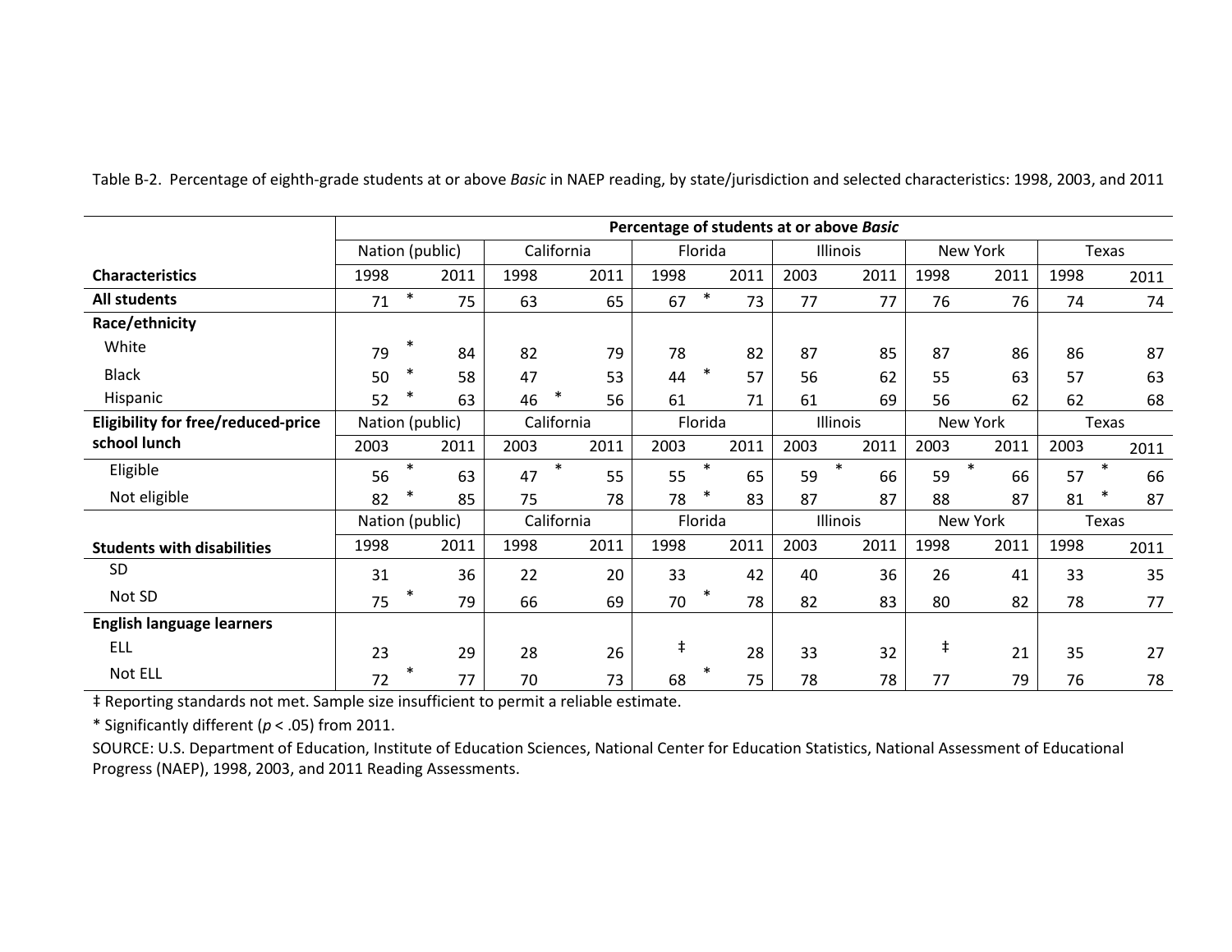Table B-2. Percentage of eighth-grade students at or above *Basic* in NAEP reading, by state/jurisdiction and selected characteristics: 1998, 2003, and 2011

| | Percentage of students at or above *Basic* | | | | | | | | | | | |
|---|---|---|---|---|---|---|---|---|---|---|---|---|
| | Nation (public) | | California | | Florida | | Illinois | | New York | | Texas | |
| **Characteristics** | 1998 | 2011 | 1998 | 2011 | 1998 | 2011 | 2003 | 2011 | 1998 | 2011 | 1998 | 2011 |
| **All students** | 71 * | 75 | 63 | 65 | 67 * | 73 | 77 | 77 | 76 | 76 | 74 | 74 |
| **Race/ethnicity** | | | | | | | | | | | | |
| White | 79 * | 84 | 82 | 79 | 78 | 82 | 87 | 85 | 87 | 86 | 86 | 87 |
| Black | 50 * | 58 | 47 | 53 | 44 * | 57 | 56 | 62 | 55 | 63 | 57 | 63 |
| Hispanic | 52 * | 63 | 46 * | 56 | 61 | 71 | 61 | 69 | 56 | 62 | 62 | 68 |
| **Eligibility for free/reduced-price school lunch** | Nation (public) | | California | | Florida | | Illinois | | New York | | Texas | |
| | 2003 | 2011 | 2003 | 2011 | 2003 | 2011 | 2003 | 2011 | 2003 | 2011 | 2003 | 2011 |
| Eligible | 56 * | 63 | 47 * | 55 | 55 * | 65 | 59 * | 66 | 59 * | 66 | 57 * | 66 |
| Not eligible | 82 * | 85 | 75 | 78 | 78 * | 83 | 87 | 87 | 88 | 87 | 81 * | 87 |
| | Nation (public) | | California | | Florida | | Illinois | | New York | | Texas | |
| **Students with disabilities** | 1998 | 2011 | 1998 | 2011 | 1998 | 2011 | 2003 | 2011 | 1998 | 2011 | 1998 | 2011 |
| SD | 31 | 36 | 22 | 20 | 33 | 42 | 40 | 36 | 26 | 41 | 33 | 35 |
| Not SD | 75 * | 79 | 66 | 69 | 70 * | 78 | 82 | 83 | 80 | 82 | 78 | 77 |
| **English language learners** | | | | | | | | | | | | |
| ELL | 23 | 29 | 28 | 26 | ‡ | 28 | 33 | 32 | ‡ | 21 | 35 | 27 |
| Not ELL | 72 * | 77 | 70 | 73 | 68 * | 75 | 78 | 78 | 77 | 79 | 76 | 78 |

‡ Reporting standards not met. Sample size insufficient to permit a reliable estimate.

* Significantly different ($p < .05$) from 2011.

SOURCE: U.S. Department of Education, Institute of Education Sciences, National Center for Education Statistics, National Assessment of Educational Progress (NAEP), 1998, 2003, and 2011 Reading Assessments.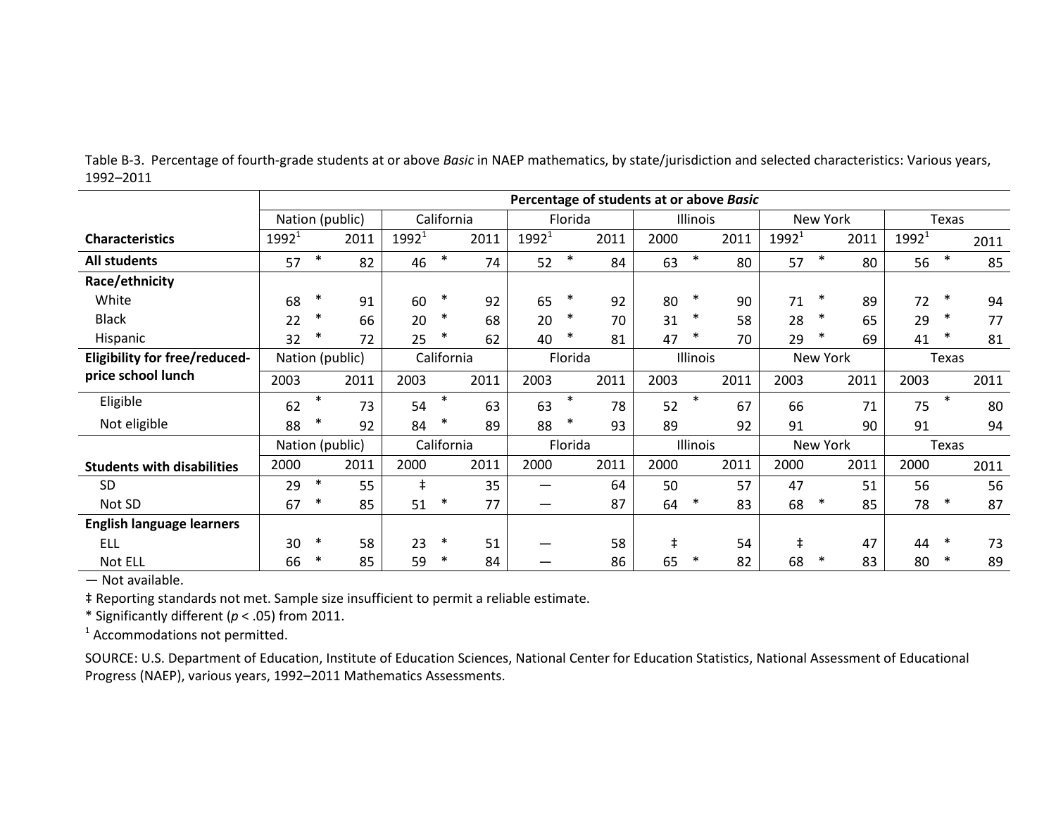Table B-3. Percentage of fourth-grade students at or above *Basic* in NAEP mathematics, by state/jurisdiction and selected characteristics: Various years, 1992–2011

| | Percentage of students at or above *Basic* | | | | | | | | | | | | | | | | | |
|---|---|---|---|---|---|---|---|---|---|---|---|---|---|---|---|---|---|---|
| | Nation (public) | | | California | | | Florida | | | Illinois | | | New York | | | Texas | | |
| **Characteristics** | 1992[1] | | 2011 | 1992[1] | | 2011 | 1992[1] | | 2011 | 2000 | | 2011 | 1992[1] | | 2011 | 1992[1] | | 2011 |
| **All students** | 57 | * | 82 | 46 | * | 74 | 52 | * | 84 | 63 | * | 80 | 57 | * | 80 | 56 | * | 85 |
| **Race/ethnicity** | | | | | | | | | | | | | | | | | | |
| White | 68 | * | 91 | 60 | * | 92 | 65 | * | 92 | 80 | * | 90 | 71 | * | 89 | 72 | * | 94 |
| Black | 22 | * | 66 | 20 | * | 68 | 20 | * | 70 | 31 | * | 58 | 28 | * | 65 | 29 | * | 77 |
| Hispanic | 32 | * | 72 | 25 | * | 62 | 40 | * | 81 | 47 | * | 70 | 29 | * | 69 | 41 | * | 81 |
| **Eligibility for free/reduced-price school lunch** | Nation (public) | | | California | | | Florida | | | Illinois | | | New York | | | Texas | | |
| | 2003 | | 2011 | 2003 | | 2011 | 2003 | | 2011 | 2003 | | 2011 | 2003 | | 2011 | 2003 | | 2011 |
| Eligible | 62 | * | 73 | 54 | * | 63 | 63 | * | 78 | 52 | * | 67 | 66 | | 71 | 75 | * | 80 |
| Not eligible | 88 | * | 92 | 84 | * | 89 | 88 | * | 93 | 89 | | 92 | 91 | | 90 | 91 | | 94 |
| | Nation (public) | | | California | | | Florida | | | Illinois | | | New York | | | Texas | | |
| **Students with disabilities** | 2000 | | 2011 | 2000 | | 2011 | 2000 | | 2011 | 2000 | | 2011 | 2000 | | 2011 | 2000 | | 2011 |
| SD | 29 | * | 55 | ‡ | | 35 | — | | 64 | 50 | | 57 | 47 | | 51 | 56 | | 56 |
| Not SD | 67 | * | 85 | 51 | * | 77 | — | | 87 | 64 | * | 83 | 68 | * | 85 | 78 | * | 87 |
| **English language learners** | | | | | | | | | | | | | | | | | | |
| ELL | 30 | * | 58 | 23 | * | 51 | — | | 58 | ‡ | | 54 | ‡ | | 47 | 44 | * | 73 |
| Not ELL | 66 | * | 85 | 59 | * | 84 | — | | 86 | 65 | * | 82 | 68 | * | 83 | 80 | * | 89 |

— Not available.

‡ Reporting standards not met. Sample size insufficient to permit a reliable estimate.

* Significantly different ($p < .05$) from 2011.

[1] Accommodations not permitted.

SOURCE: U.S. Department of Education, Institute of Education Sciences, National Center for Education Statistics, National Assessment of Educational Progress (NAEP), various years, 1992–2011 Mathematics Assessments.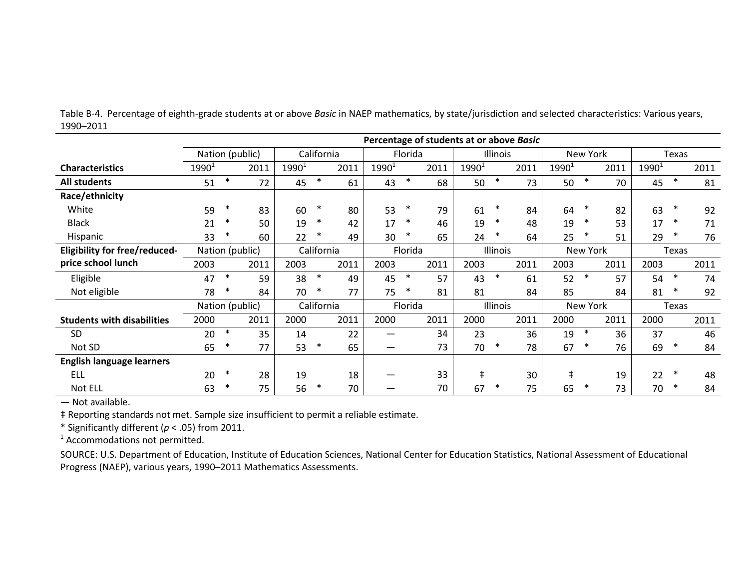Table B-4. Percentage of eighth-grade students at or above *Basic* in NAEP mathematics, by state/jurisdiction and selected characteristics: Various years, 1990–2011

| | **Percentage of students at or above *Basic*** | | | | | | | | | | | | | | | | | |
|---|---|---|---|---|---|---|---|---|---|---|---|---|---|---|---|---|---|---|
| | Nation (public) | | | California | | | Florida | | | Illinois | | | New York | | | Texas | | |
| **Characteristics** | 1990[1] | | 2011 | 1990[1] | | 2011 | 1990[1] | | 2011 | 1990[1] | | 2011 | 1990[1] | | 2011 | 1990[1] | | 2011 |
| **All students** | 51 | * | 72 | 45 | * | 61 | 43 | * | 68 | 50 | * | 73 | 50 | * | 70 | 45 | * | 81 |
| **Race/ethnicity** | | | | | | | | | | | | | | | | | | |
| White | 59 | * | 83 | 60 | * | 80 | 53 | * | 79 | 61 | * | 84 | 64 | * | 82 | 63 | * | 92 |
| Black | 21 | * | 50 | 19 | * | 42 | 17 | * | 46 | 19 | * | 48 | 19 | * | 53 | 17 | * | 71 |
| Hispanic | 33 | * | 60 | 22 | * | 49 | 30 | * | 65 | 24 | * | 64 | 25 | * | 51 | 29 | * | 76 |
| **Eligibility for free/reduced-** | Nation (public) | | | California | | | Florida | | | Illinois | | | New York | | | Texas | | |
| **price school lunch** | 2003 | | 2011 | 2003 | | 2011 | 2003 | | 2011 | 2003 | | 2011 | 2003 | | 2011 | 2003 | | 2011 |
| Eligible | 47 | * | 59 | 38 | * | 49 | 45 | * | 57 | 43 | * | 61 | 52 | * | 57 | 54 | * | 74 |
| Not eligible | 78 | * | 84 | 70 | * | 77 | 75 | * | 81 | 81 | | 84 | 85 | | 84 | 81 | * | 92 |
| | Nation (public) | | | California | | | Florida | | | Illinois | | | New York | | | Texas | | |
| **Students with disabilities** | 2000 | | 2011 | 2000 | | 2011 | 2000 | | 2011 | 2000 | | 2011 | 2000 | | 2011 | 2000 | | 2011 |
| SD | 20 | * | 35 | 14 | | 22 | — | | 34 | 23 | | 36 | 19 | * | 36 | 37 | | 46 |
| Not SD | 65 | * | 77 | 53 | * | 65 | — | | 73 | 70 | * | 78 | 67 | * | 76 | 69 | * | 84 |
| **English language learners** | | | | | | | | | | | | | | | | | | |
| ELL | 20 | * | 28 | 19 | | 18 | — | | 33 | ‡ | | 30 | ‡ | | 19 | 22 | * | 48 |
| Not ELL | 63 | * | 75 | 56 | * | 70 | — | | 70 | 67 | * | 75 | 65 | * | 73 | 70 | * | 84 |

— Not available.

‡ Reporting standards not met. Sample size insufficient to permit a reliable estimate.

* Significantly different ($p < .05$) from 2011.

[1] Accommodations not permitted.

SOURCE: U.S. Department of Education, Institute of Education Sciences, National Center for Education Statistics, National Assessment of Educational Progress (NAEP), various years, 1990–2011 Mathematics Assessments.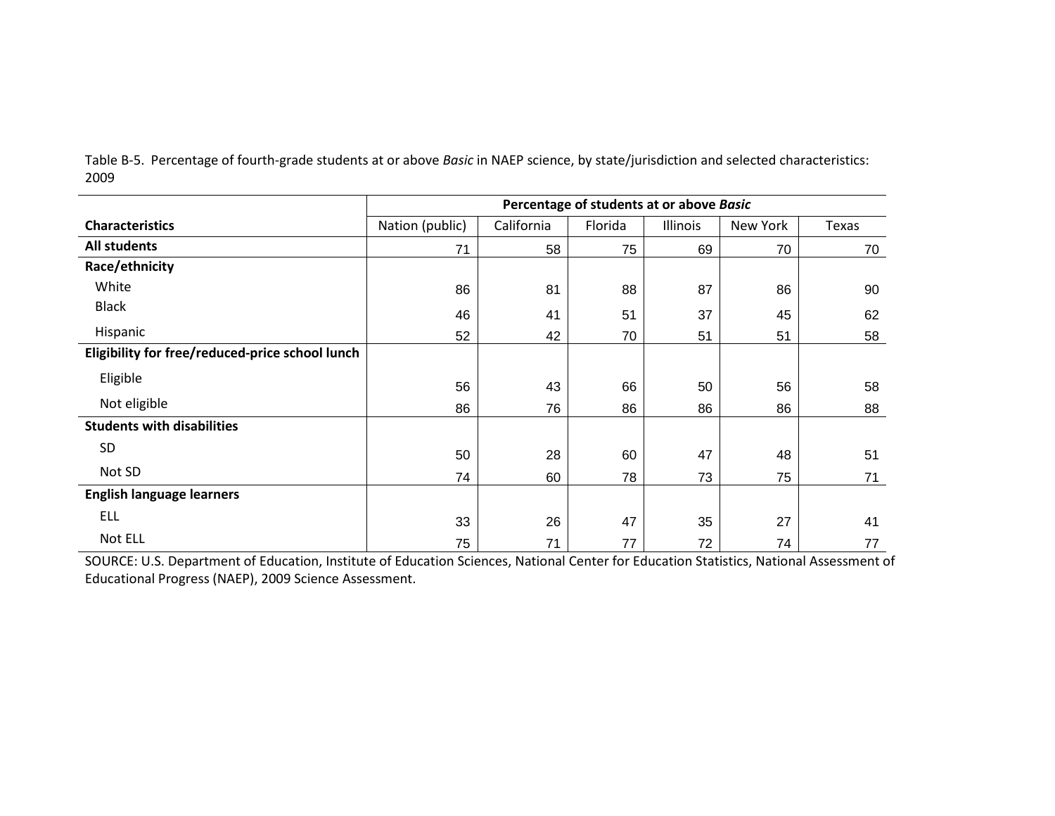Table B-5. Percentage of fourth-grade students at or above *Basic* in NAEP science, by state/jurisdiction and selected characteristics: 2009

| | Percentage of students at or above *Basic* | | | | | |
|---|---|---|---|---|---|---|
| **Characteristics** | Nation (public) | California | Florida | Illinois | New York | Texas |
| **All students** | 71 | 58 | 75 | 69 | 70 | 70 |
| **Race/ethnicity** | | | | | | |
| White | 86 | 81 | 88 | 87 | 86 | 90 |
| Black | 46 | 41 | 51 | 37 | 45 | 62 |
| Hispanic | 52 | 42 | 70 | 51 | 51 | 58 |
| **Eligibility for free/reduced-price school lunch** | | | | | | |
| Eligible | 56 | 43 | 66 | 50 | 56 | 58 |
| Not eligible | 86 | 76 | 86 | 86 | 86 | 88 |
| **Students with disabilities** | | | | | | |
| SD | 50 | 28 | 60 | 47 | 48 | 51 |
| Not SD | 74 | 60 | 78 | 73 | 75 | 71 |
| **English language learners** | | | | | | |
| ELL | 33 | 26 | 47 | 35 | 27 | 41 |
| Not ELL | 75 | 71 | 77 | 72 | 74 | 77 |

SOURCE: U.S. Department of Education, Institute of Education Sciences, National Center for Education Statistics, National Assessment of Educational Progress (NAEP), 2009 Science Assessment.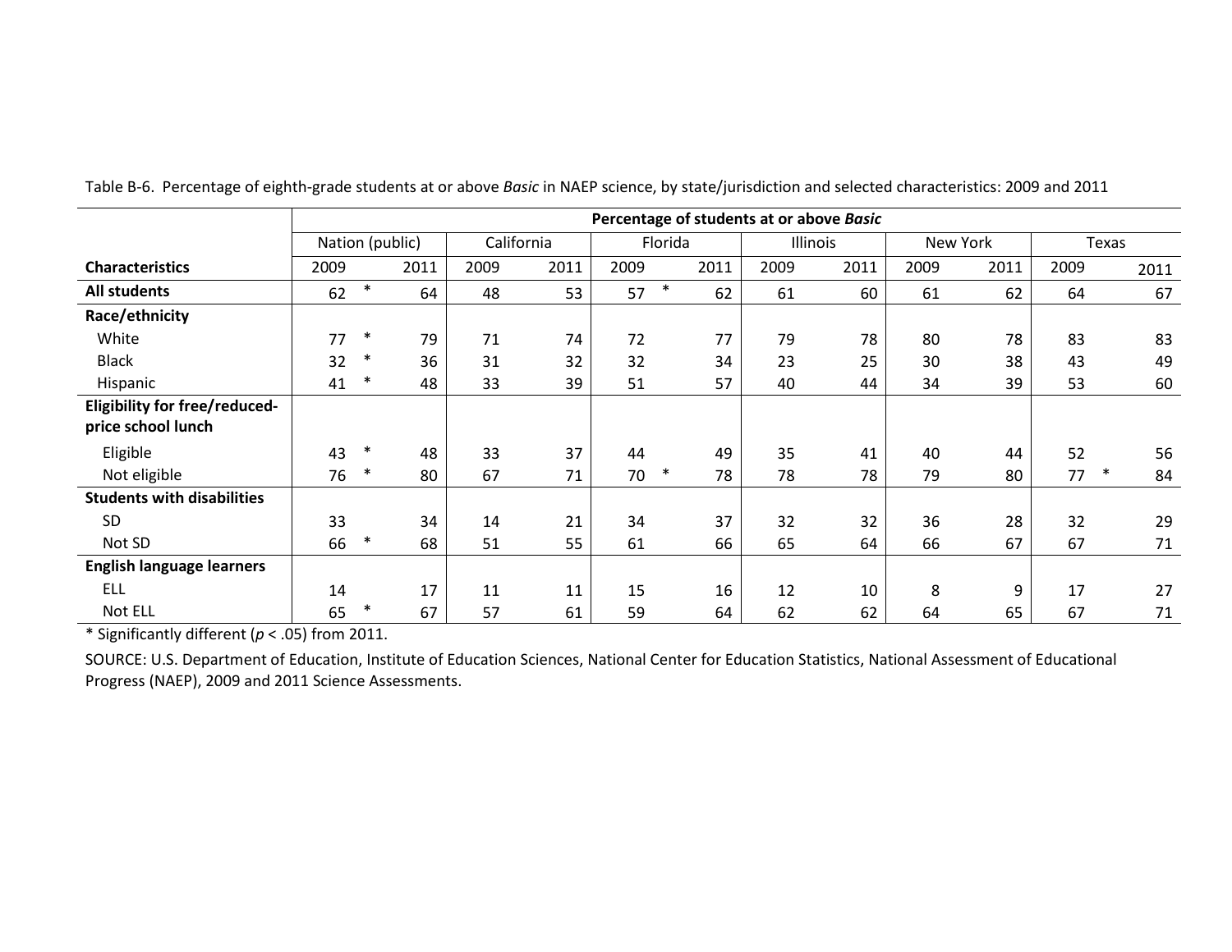Table B-6. Percentage of eighth-grade students at or above *Basic* in NAEP science, by state/jurisdiction and selected characteristics: 2009 and 2011

| | Percentage of students at or above *Basic* | | | | | | | | | | | |
|---|---|---|---|---|---|---|---|---|---|---|---|---|
| | Nation (public) | | California | | Florida | | Illinois | | New York | | Texas | |
| **Characteristics** | 2009 | 2011 | 2009 | 2011 | 2009 | 2011 | 2009 | 2011 | 2009 | 2011 | 2009 | 2011 |
| **All students** | 62 * | 64 | 48 | 53 | 57 * | 62 | 61 | 60 | 61 | 62 | 64 | 67 |
| **Race/ethnicity** | | | | | | | | | | | | |
| White | 77 * | 79 | 71 | 74 | 72 | 77 | 79 | 78 | 80 | 78 | 83 | 83 |
| Black | 32 * | 36 | 31 | 32 | 32 | 34 | 23 | 25 | 30 | 38 | 43 | 49 |
| Hispanic | 41 * | 48 | 33 | 39 | 51 | 57 | 40 | 44 | 34 | 39 | 53 | 60 |
| **Eligibility for free/reduced-price school lunch** | | | | | | | | | | | | |
| Eligible | 43 * | 48 | 33 | 37 | 44 | 49 | 35 | 41 | 40 | 44 | 52 | 56 |
| Not eligible | 76 * | 80 | 67 | 71 | 70 * | 78 | 78 | 78 | 79 | 80 | 77 * | 84 |
| **Students with disabilities** | | | | | | | | | | | | |
| SD | 33 | 34 | 14 | 21 | 34 | 37 | 32 | 32 | 36 | 28 | 32 | 29 |
| Not SD | 66 * | 68 | 51 | 55 | 61 | 66 | 65 | 64 | 66 | 67 | 67 | 71 |
| **English language learners** | | | | | | | | | | | | |
| ELL | 14 | 17 | 11 | 11 | 15 | 16 | 12 | 10 | 8 | 9 | 17 | 27 |
| Not ELL | 65 * | 67 | 57 | 61 | 59 | 64 | 62 | 62 | 64 | 65 | 67 | 71 |

* Significantly different ($p < .05$) from 2011.

SOURCE: U.S. Department of Education, Institute of Education Sciences, National Center for Education Statistics, National Assessment of Educational Progress (NAEP), 2009 and 2011 Science Assessments.